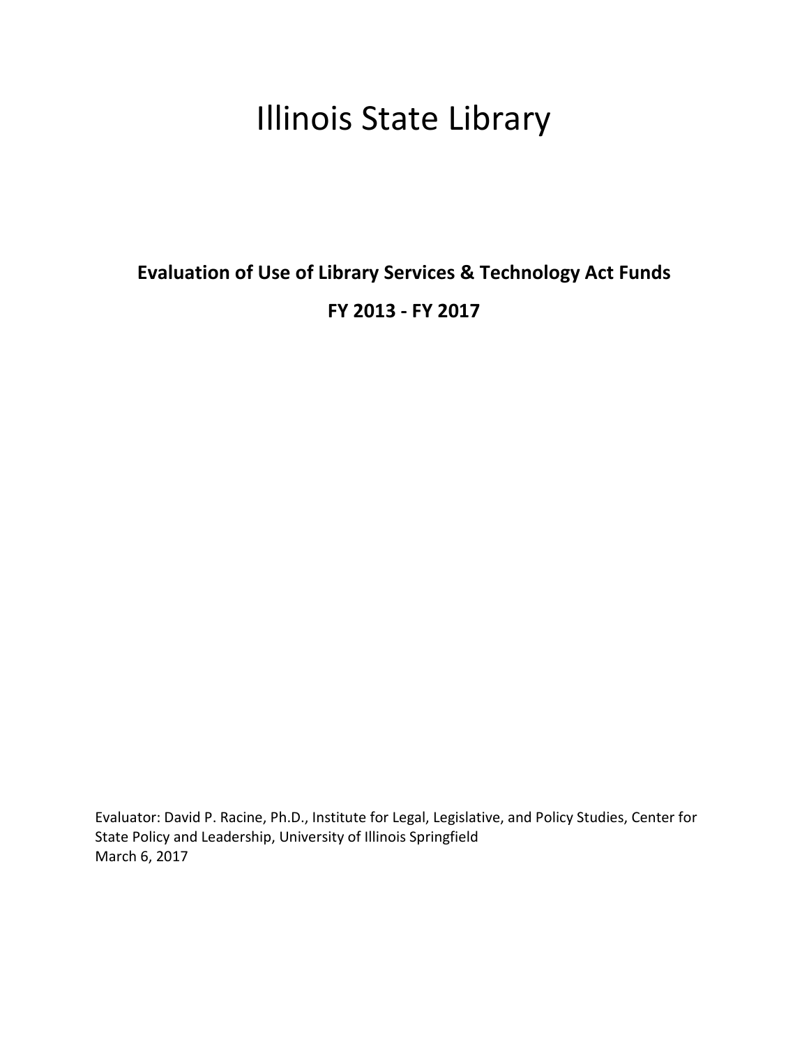# Illinois State Library

## Evaluation of Use of Library Services & Technology Act Funds

## FY 2013 - FY 2017

Evaluator: David P. Racine, Ph.D., Institute for Legal, Legislative, and Policy Studies, Center for State Policy and Leadership, University of Illinois Springfield
March 6, 2017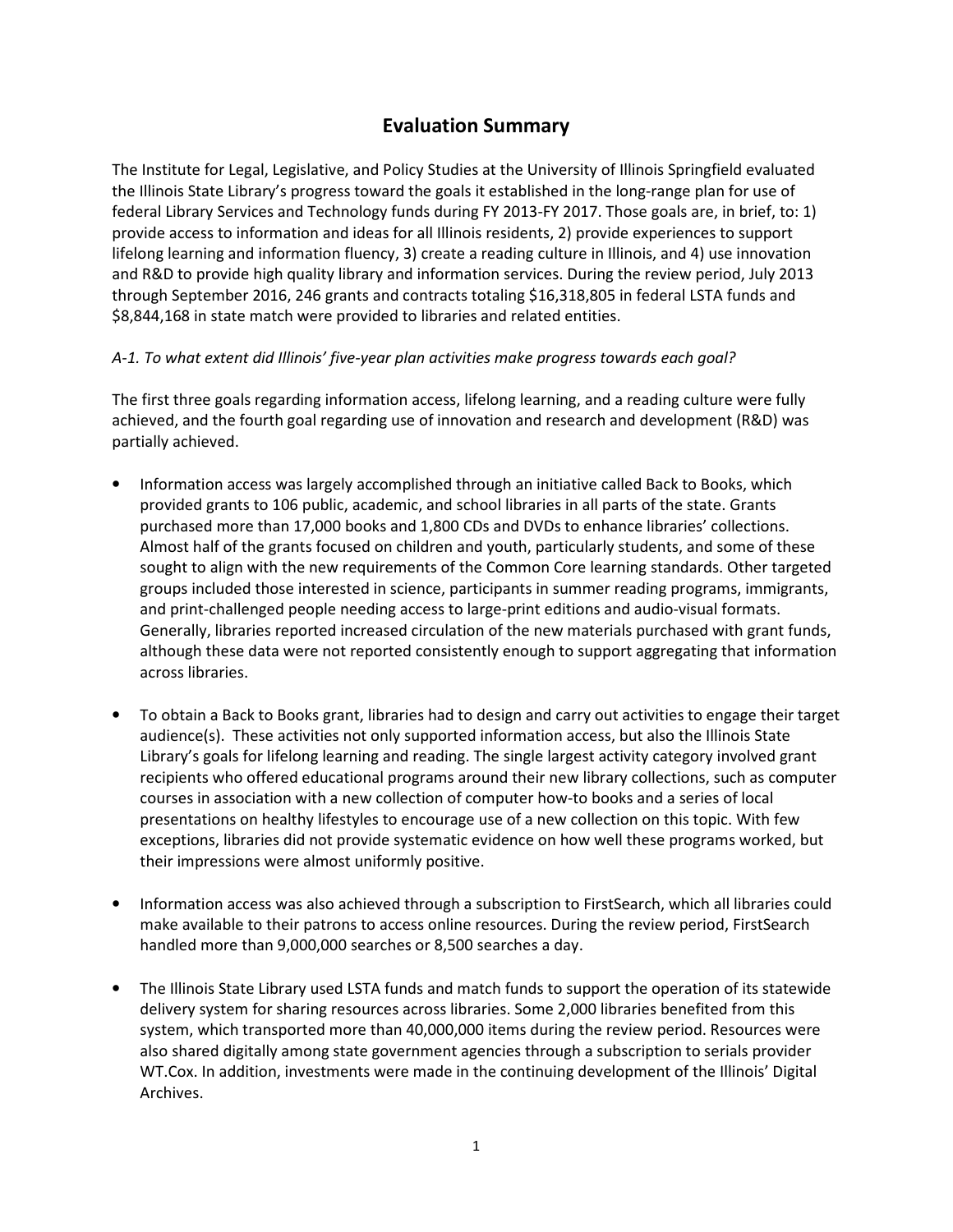# Evaluation Summary

The Institute for Legal, Legislative, and Policy Studies at the University of Illinois Springfield evaluated the Illinois State Library's progress toward the goals it established in the long-range plan for use of federal Library Services and Technology funds during FY 2013-FY 2017. Those goals are, in brief, to: 1) provide access to information and ideas for all Illinois residents, 2) provide experiences to support lifelong learning and information fluency, 3) create a reading culture in Illinois, and 4) use innovation and R&D to provide high quality library and information services. During the review period, July 2013 through September 2016, 246 grants and contracts totaling $16,318,805 in federal LSTA funds and $8,844,168 in state match were provided to libraries and related entities.

*A-1. To what extent did Illinois' five-year plan activities make progress towards each goal?*

The first three goals regarding information access, lifelong learning, and a reading culture were fully achieved, and the fourth goal regarding use of innovation and research and development (R&D) was partially achieved.

- Information access was largely accomplished through an initiative called Back to Books, which provided grants to 106 public, academic, and school libraries in all parts of the state. Grants purchased more than 17,000 books and 1,800 CDs and DVDs to enhance libraries' collections. Almost half of the grants focused on children and youth, particularly students, and some of these sought to align with the new requirements of the Common Core learning standards. Other targeted groups included those interested in science, participants in summer reading programs, immigrants, and print-challenged people needing access to large-print editions and audio-visual formats. Generally, libraries reported increased circulation of the new materials purchased with grant funds, although these data were not reported consistently enough to support aggregating that information across libraries.

- To obtain a Back to Books grant, libraries had to design and carry out activities to engage their target audience(s). These activities not only supported information access, but also the Illinois State Library's goals for lifelong learning and reading. The single largest activity category involved grant recipients who offered educational programs around their new library collections, such as computer courses in association with a new collection of computer how-to books and a series of local presentations on healthy lifestyles to encourage use of a new collection on this topic. With few exceptions, libraries did not provide systematic evidence on how well these programs worked, but their impressions were almost uniformly positive.

- Information access was also achieved through a subscription to FirstSearch, which all libraries could make available to their patrons to access online resources. During the review period, FirstSearch handled more than 9,000,000 searches or 8,500 searches a day.

- The Illinois State Library used LSTA funds and match funds to support the operation of its statewide delivery system for sharing resources across libraries. Some 2,000 libraries benefited from this system, which transported more than 40,000,000 items during the review period. Resources were also shared digitally among state government agencies through a subscription to serials provider WT.Cox. In addition, investments were made in the continuing development of the Illinois' Digital Archives.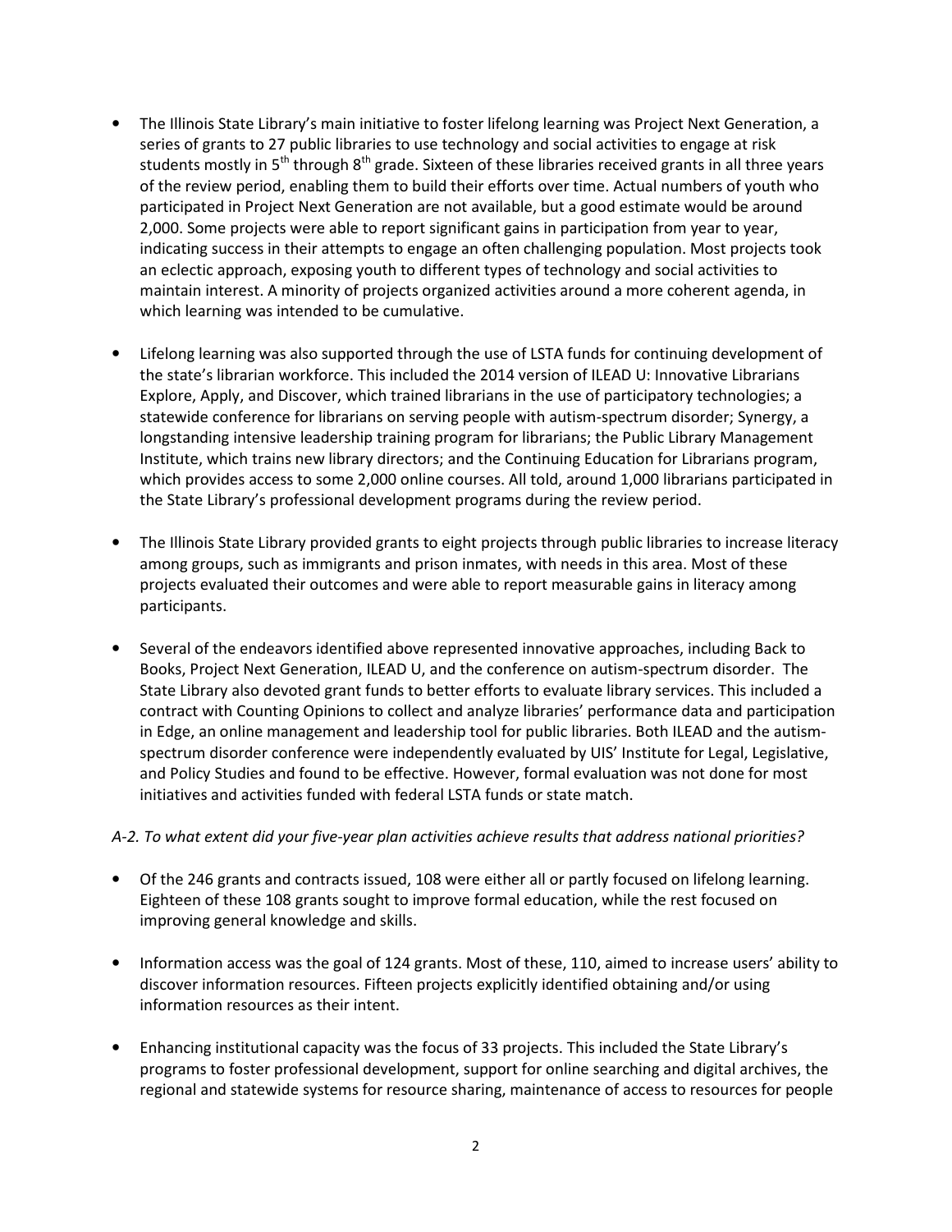- The Illinois State Library's main initiative to foster lifelong learning was Project Next Generation, a series of grants to 27 public libraries to use technology and social activities to engage at risk students mostly in 5th through 8th grade. Sixteen of these libraries received grants in all three years of the review period, enabling them to build their efforts over time. Actual numbers of youth who participated in Project Next Generation are not available, but a good estimate would be around 2,000. Some projects were able to report significant gains in participation from year to year, indicating success in their attempts to engage an often challenging population. Most projects took an eclectic approach, exposing youth to different types of technology and social activities to maintain interest. A minority of projects organized activities around a more coherent agenda, in which learning was intended to be cumulative.

- Lifelong learning was also supported through the use of LSTA funds for continuing development of the state's librarian workforce. This included the 2014 version of ILEAD U: Innovative Librarians Explore, Apply, and Discover, which trained librarians in the use of participatory technologies; a statewide conference for librarians on serving people with autism-spectrum disorder; Synergy, a longstanding intensive leadership training program for librarians; the Public Library Management Institute, which trains new library directors; and the Continuing Education for Librarians program, which provides access to some 2,000 online courses. All told, around 1,000 librarians participated in the State Library's professional development programs during the review period.

- The Illinois State Library provided grants to eight projects through public libraries to increase literacy among groups, such as immigrants and prison inmates, with needs in this area. Most of these projects evaluated their outcomes and were able to report measurable gains in literacy among participants.

- Several of the endeavors identified above represented innovative approaches, including Back to Books, Project Next Generation, ILEAD U, and the conference on autism-spectrum disorder. The State Library also devoted grant funds to better efforts to evaluate library services. This included a contract with Counting Opinions to collect and analyze libraries' performance data and participation in Edge, an online management and leadership tool for public libraries. Both ILEAD and the autism-spectrum disorder conference were independently evaluated by UIS' Institute for Legal, Legislative, and Policy Studies and found to be effective. However, formal evaluation was not done for most initiatives and activities funded with federal LSTA funds or state match.

*A-2. To what extent did your five-year plan activities achieve results that address national priorities?*

- Of the 246 grants and contracts issued, 108 were either all or partly focused on lifelong learning. Eighteen of these 108 grants sought to improve formal education, while the rest focused on improving general knowledge and skills.

- Information access was the goal of 124 grants. Most of these, 110, aimed to increase users' ability to discover information resources. Fifteen projects explicitly identified obtaining and/or using information resources as their intent.

- Enhancing institutional capacity was the focus of 33 projects. This included the State Library's programs to foster professional development, support for online searching and digital archives, the regional and statewide systems for resource sharing, maintenance of access to resources for people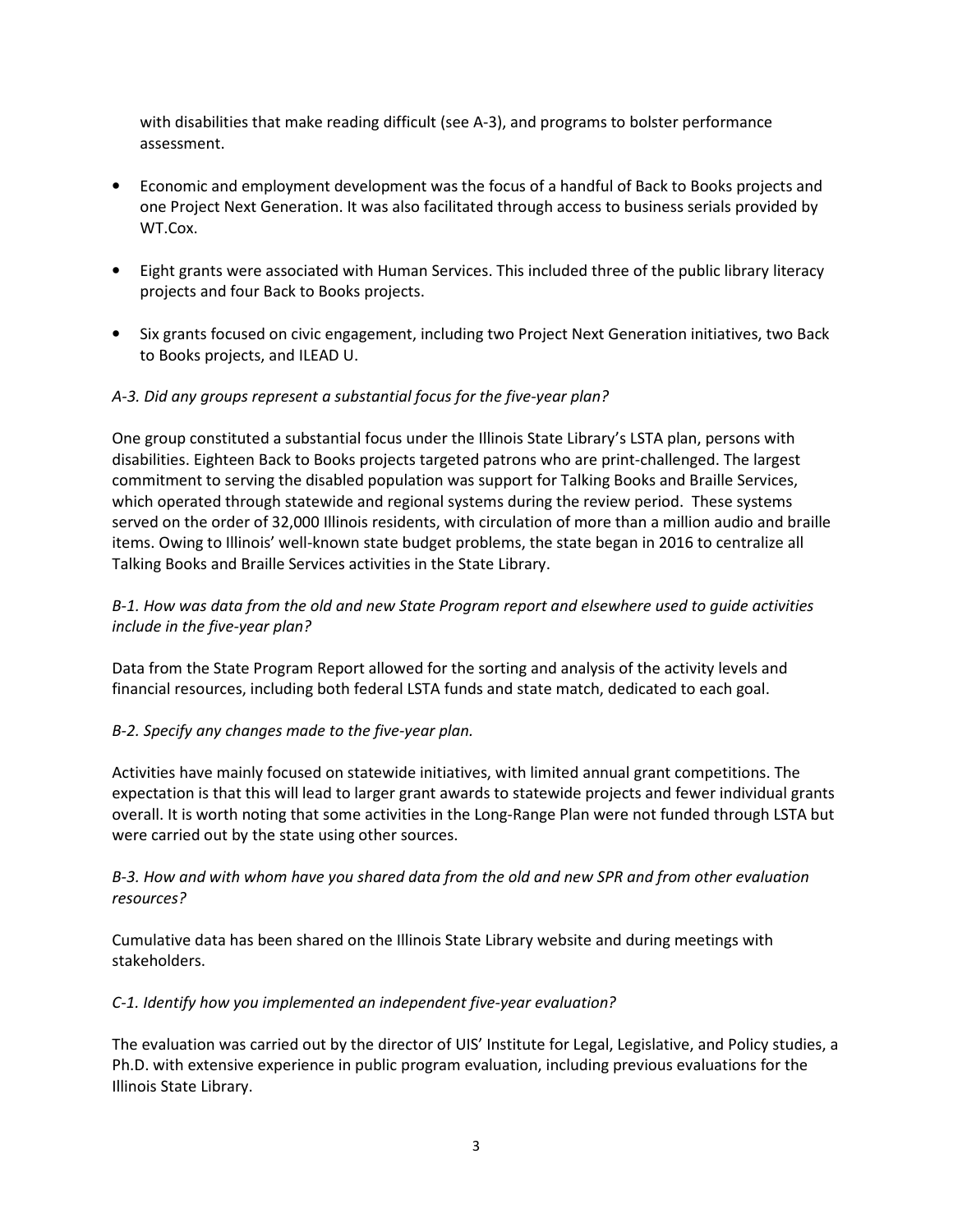with disabilities that make reading difficult (see A-3), and programs to bolster performance assessment.

- Economic and employment development was the focus of a handful of Back to Books projects and one Project Next Generation. It was also facilitated through access to business serials provided by WT.Cox.

- Eight grants were associated with Human Services. This included three of the public library literacy projects and four Back to Books projects.

- Six grants focused on civic engagement, including two Project Next Generation initiatives, two Back to Books projects, and ILEAD U.

*A-3. Did any groups represent a substantial focus for the five-year plan?*

One group constituted a substantial focus under the Illinois State Library's LSTA plan, persons with disabilities. Eighteen Back to Books projects targeted patrons who are print-challenged. The largest commitment to serving the disabled population was support for Talking Books and Braille Services, which operated through statewide and regional systems during the review period. These systems served on the order of 32,000 Illinois residents, with circulation of more than a million audio and braille items. Owing to Illinois' well-known state budget problems, the state began in 2016 to centralize all Talking Books and Braille Services activities in the State Library.

*B-1. How was data from the old and new State Program report and elsewhere used to guide activities include in the five-year plan?*

Data from the State Program Report allowed for the sorting and analysis of the activity levels and financial resources, including both federal LSTA funds and state match, dedicated to each goal.

*B-2. Specify any changes made to the five-year plan.*

Activities have mainly focused on statewide initiatives, with limited annual grant competitions. The expectation is that this will lead to larger grant awards to statewide projects and fewer individual grants overall. It is worth noting that some activities in the Long-Range Plan were not funded through LSTA but were carried out by the state using other sources.

*B-3. How and with whom have you shared data from the old and new SPR and from other evaluation resources?*

Cumulative data has been shared on the Illinois State Library website and during meetings with stakeholders.

*C-1. Identify how you implemented an independent five-year evaluation?*

The evaluation was carried out by the director of UIS' Institute for Legal, Legislative, and Policy studies, a Ph.D. with extensive experience in public program evaluation, including previous evaluations for the Illinois State Library.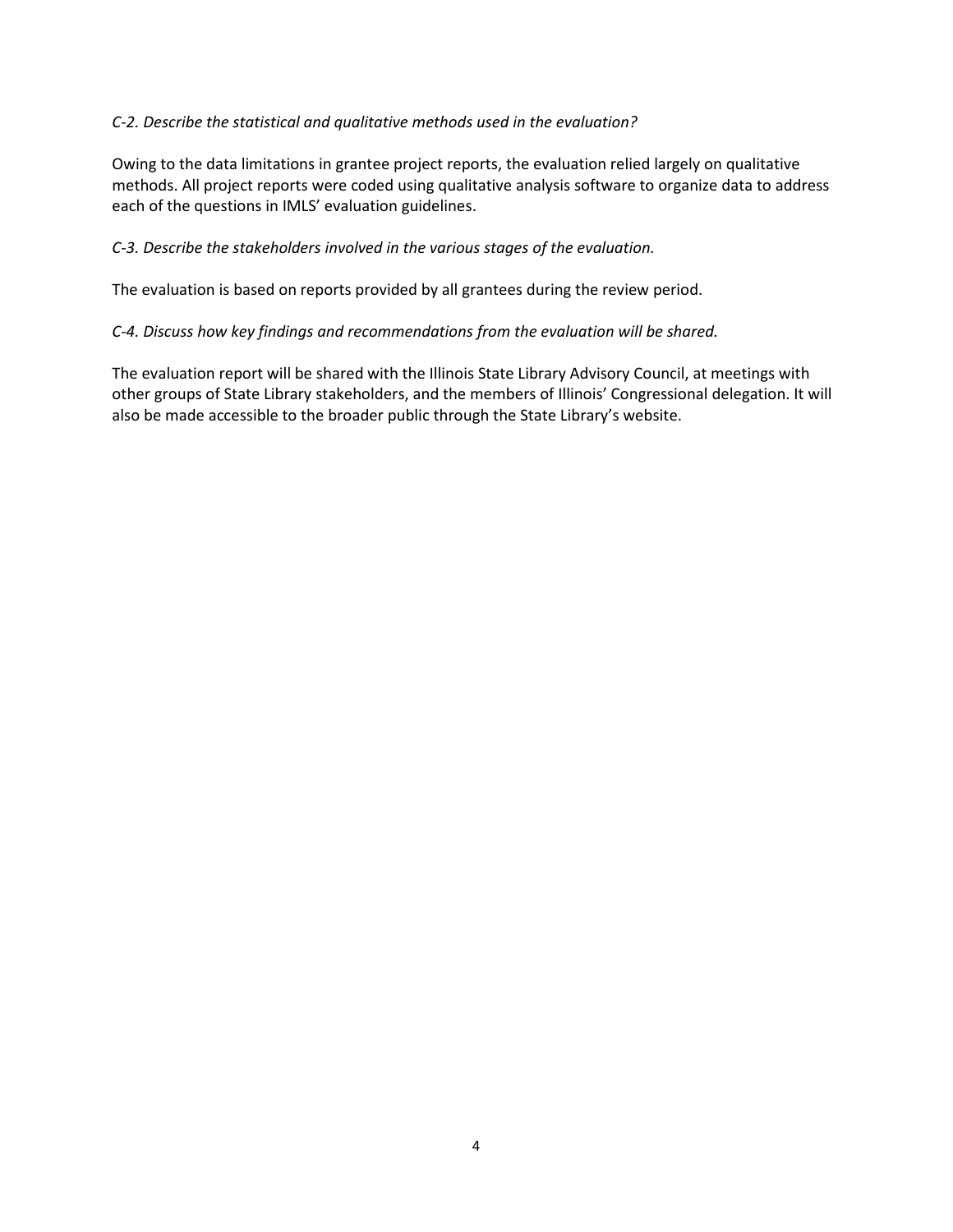*C-2. Describe the statistical and qualitative methods used in the evaluation?*

Owing to the data limitations in grantee project reports, the evaluation relied largely on qualitative methods. All project reports were coded using qualitative analysis software to organize data to address each of the questions in IMLS' evaluation guidelines.

*C-3. Describe the stakeholders involved in the various stages of the evaluation.*

The evaluation is based on reports provided by all grantees during the review period.

*C-4. Discuss how key findings and recommendations from the evaluation will be shared.*

The evaluation report will be shared with the Illinois State Library Advisory Council, at meetings with other groups of State Library stakeholders, and the members of Illinois' Congressional delegation. It will also be made accessible to the broader public through the State Library's website.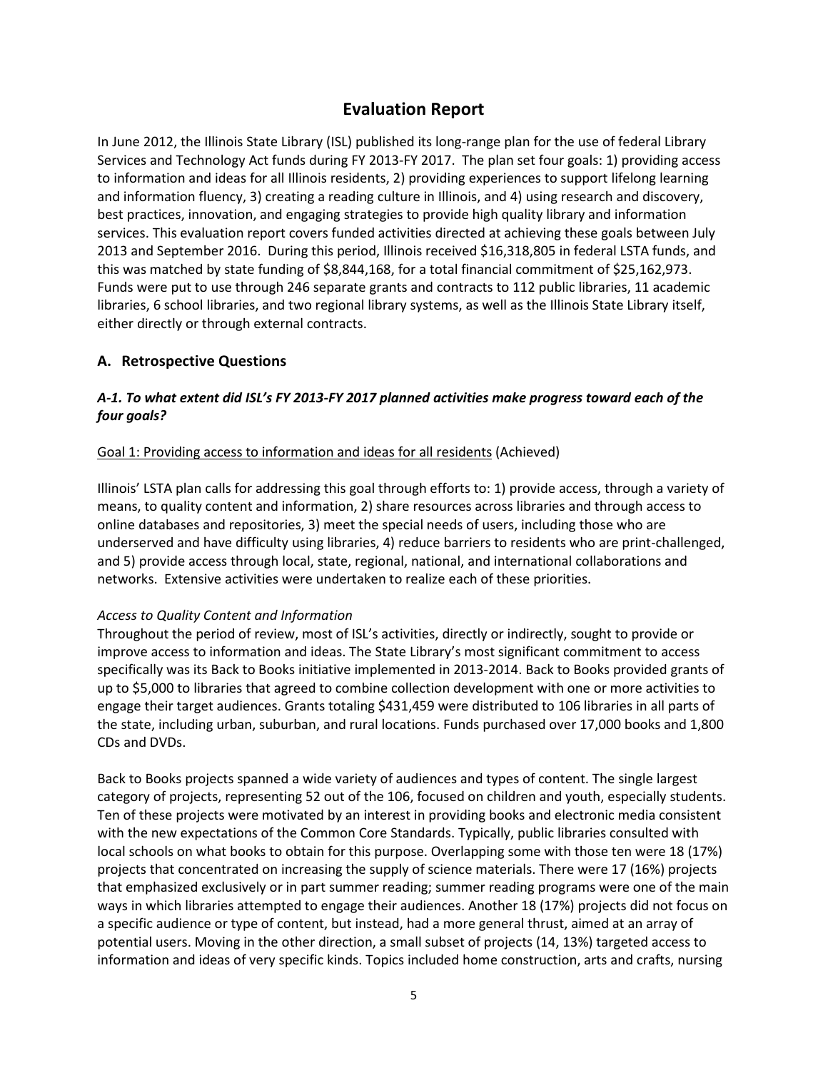# Evaluation Report

In June 2012, the Illinois State Library (ISL) published its long-range plan for the use of federal Library Services and Technology Act funds during FY 2013-FY 2017. The plan set four goals: 1) providing access to information and ideas for all Illinois residents, 2) providing experiences to support lifelong learning and information fluency, 3) creating a reading culture in Illinois, and 4) using research and discovery, best practices, innovation, and engaging strategies to provide high quality library and information services. This evaluation report covers funded activities directed at achieving these goals between July 2013 and September 2016. During this period, Illinois received $16,318,805 in federal LSTA funds, and this was matched by state funding of $8,844,168, for a total financial commitment of $25,162,973. Funds were put to use through 246 separate grants and contracts to 112 public libraries, 11 academic libraries, 6 school libraries, and two regional library systems, as well as the Illinois State Library itself, either directly or through external contracts.

## A. Retrospective Questions

### *A-1. To what extent did ISL's FY 2013-FY 2017 planned activities make progress toward each of the four goals?*

<u>Goal 1: Providing access to information and ideas for all residents</u> (Achieved)

Illinois' LSTA plan calls for addressing this goal through efforts to: 1) provide access, through a variety of means, to quality content and information, 2) share resources across libraries and through access to online databases and repositories, 3) meet the special needs of users, including those who are underserved and have difficulty using libraries, 4) reduce barriers to residents who are print-challenged, and 5) provide access through local, state, regional, national, and international collaborations and networks. Extensive activities were undertaken to realize each of these priorities.

*Access to Quality Content and Information*

Throughout the period of review, most of ISL's activities, directly or indirectly, sought to provide or improve access to information and ideas. The State Library's most significant commitment to access specifically was its Back to Books initiative implemented in 2013-2014. Back to Books provided grants of up to $5,000 to libraries that agreed to combine collection development with one or more activities to engage their target audiences. Grants totaling $431,459 were distributed to 106 libraries in all parts of the state, including urban, suburban, and rural locations. Funds purchased over 17,000 books and 1,800 CDs and DVDs.

Back to Books projects spanned a wide variety of audiences and types of content. The single largest category of projects, representing 52 out of the 106, focused on children and youth, especially students. Ten of these projects were motivated by an interest in providing books and electronic media consistent with the new expectations of the Common Core Standards. Typically, public libraries consulted with local schools on what books to obtain for this purpose. Overlapping some with those ten were 18 (17%) projects that concentrated on increasing the supply of science materials. There were 17 (16%) projects that emphasized exclusively or in part summer reading; summer reading programs were one of the main ways in which libraries attempted to engage their audiences. Another 18 (17%) projects did not focus on a specific audience or type of content, but instead, had a more general thrust, aimed at an array of potential users. Moving in the other direction, a small subset of projects (14, 13%) targeted access to information and ideas of very specific kinds. Topics included home construction, arts and crafts, nursing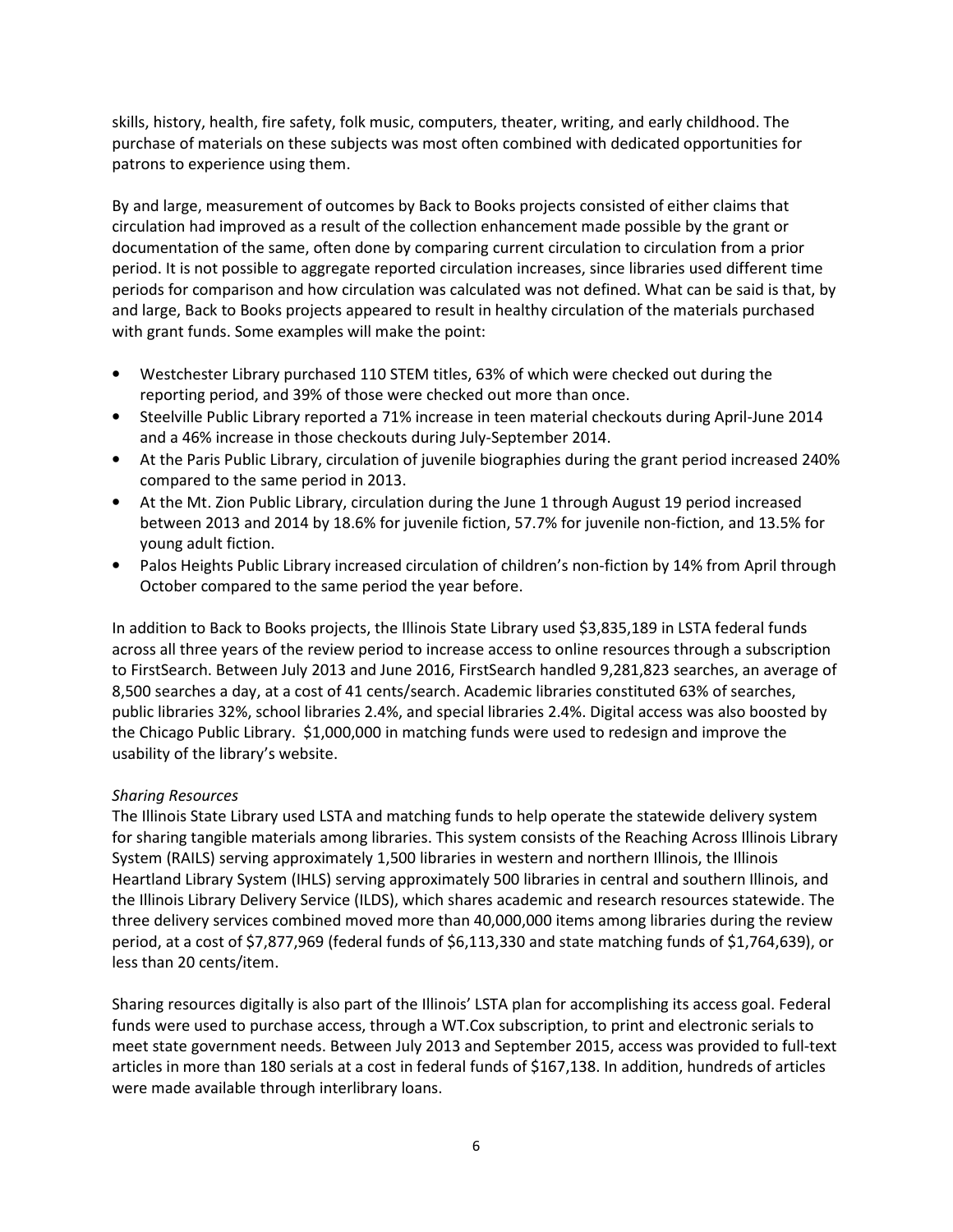skills, history, health, fire safety, folk music, computers, theater, writing, and early childhood. The purchase of materials on these subjects was most often combined with dedicated opportunities for patrons to experience using them.

By and large, measurement of outcomes by Back to Books projects consisted of either claims that circulation had improved as a result of the collection enhancement made possible by the grant or documentation of the same, often done by comparing current circulation to circulation from a prior period. It is not possible to aggregate reported circulation increases, since libraries used different time periods for comparison and how circulation was calculated was not defined. What can be said is that, by and large, Back to Books projects appeared to result in healthy circulation of the materials purchased with grant funds. Some examples will make the point:

- Westchester Library purchased 110 STEM titles, 63% of which were checked out during the reporting period, and 39% of those were checked out more than once.
- Steelville Public Library reported a 71% increase in teen material checkouts during April-June 2014 and a 46% increase in those checkouts during July-September 2014.
- At the Paris Public Library, circulation of juvenile biographies during the grant period increased 240% compared to the same period in 2013.
- At the Mt. Zion Public Library, circulation during the June 1 through August 19 period increased between 2013 and 2014 by 18.6% for juvenile fiction, 57.7% for juvenile non-fiction, and 13.5% for young adult fiction.
- Palos Heights Public Library increased circulation of children's non-fiction by 14% from April through October compared to the same period the year before.

In addition to Back to Books projects, the Illinois State Library used $3,835,189 in LSTA federal funds across all three years of the review period to increase access to online resources through a subscription to FirstSearch. Between July 2013 and June 2016, FirstSearch handled 9,281,823 searches, an average of 8,500 searches a day, at a cost of 41 cents/search. Academic libraries constituted 63% of searches, public libraries 32%, school libraries 2.4%, and special libraries 2.4%. Digital access was also boosted by the Chicago Public Library. $1,000,000 in matching funds were used to redesign and improve the usability of the library's website.

*Sharing Resources*

The Illinois State Library used LSTA and matching funds to help operate the statewide delivery system for sharing tangible materials among libraries. This system consists of the Reaching Across Illinois Library System (RAILS) serving approximately 1,500 libraries in western and northern Illinois, the Illinois Heartland Library System (IHLS) serving approximately 500 libraries in central and southern Illinois, and the Illinois Library Delivery Service (ILDS), which shares academic and research resources statewide. The three delivery services combined moved more than 40,000,000 items among libraries during the review period, at a cost of $7,877,969 (federal funds of $6,113,330 and state matching funds of $1,764,639), or less than 20 cents/item.

Sharing resources digitally is also part of the Illinois' LSTA plan for accomplishing its access goal. Federal funds were used to purchase access, through a WT.Cox subscription, to print and electronic serials to meet state government needs. Between July 2013 and September 2015, access was provided to full-text articles in more than 180 serials at a cost in federal funds of $167,138. In addition, hundreds of articles were made available through interlibrary loans.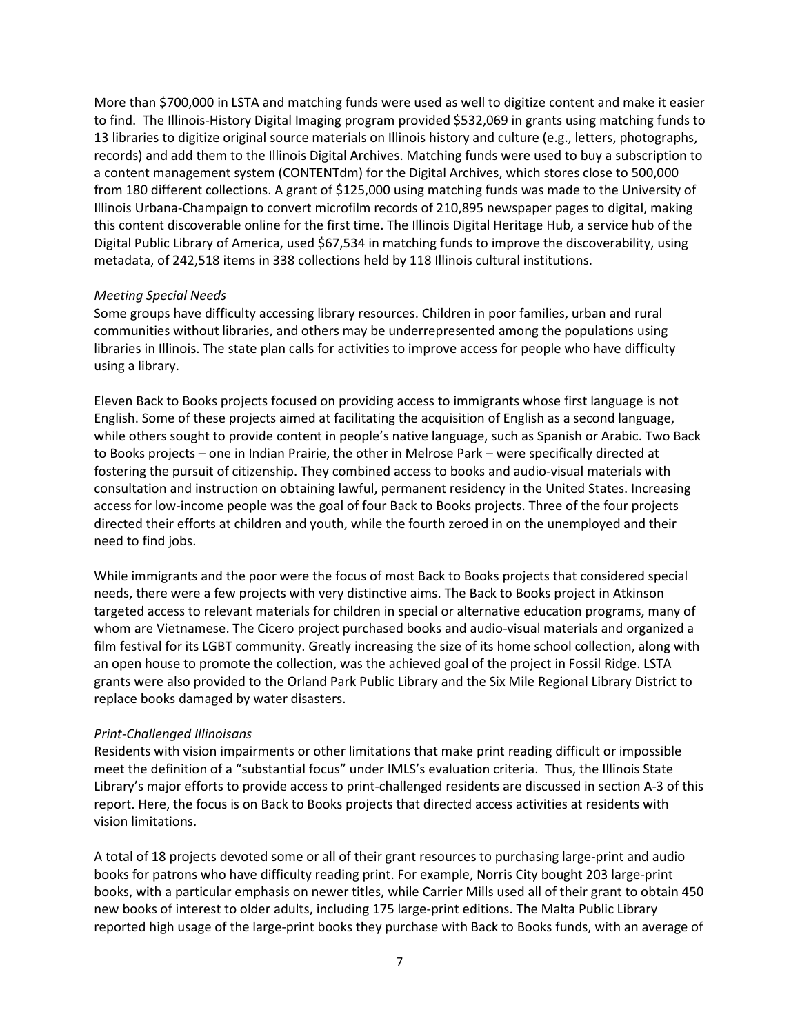More than $700,000 in LSTA and matching funds were used as well to digitize content and make it easier to find. The Illinois-History Digital Imaging program provided $532,069 in grants using matching funds to 13 libraries to digitize original source materials on Illinois history and culture (e.g., letters, photographs, records) and add them to the Illinois Digital Archives. Matching funds were used to buy a subscription to a content management system (CONTENTdm) for the Digital Archives, which stores close to 500,000 from 180 different collections. A grant of $125,000 using matching funds was made to the University of Illinois Urbana-Champaign to convert microfilm records of 210,895 newspaper pages to digital, making this content discoverable online for the first time. The Illinois Digital Heritage Hub, a service hub of the Digital Public Library of America, used $67,534 in matching funds to improve the discoverability, using metadata, of 242,518 items in 338 collections held by 118 Illinois cultural institutions.

*Meeting Special Needs*

Some groups have difficulty accessing library resources. Children in poor families, urban and rural communities without libraries, and others may be underrepresented among the populations using libraries in Illinois. The state plan calls for activities to improve access for people who have difficulty using a library.

Eleven Back to Books projects focused on providing access to immigrants whose first language is not English. Some of these projects aimed at facilitating the acquisition of English as a second language, while others sought to provide content in people's native language, such as Spanish or Arabic. Two Back to Books projects – one in Indian Prairie, the other in Melrose Park – were specifically directed at fostering the pursuit of citizenship. They combined access to books and audio-visual materials with consultation and instruction on obtaining lawful, permanent residency in the United States. Increasing access for low-income people was the goal of four Back to Books projects. Three of the four projects directed their efforts at children and youth, while the fourth zeroed in on the unemployed and their need to find jobs.

While immigrants and the poor were the focus of most Back to Books projects that considered special needs, there were a few projects with very distinctive aims. The Back to Books project in Atkinson targeted access to relevant materials for children in special or alternative education programs, many of whom are Vietnamese. The Cicero project purchased books and audio-visual materials and organized a film festival for its LGBT community. Greatly increasing the size of its home school collection, along with an open house to promote the collection, was the achieved goal of the project in Fossil Ridge. LSTA grants were also provided to the Orland Park Public Library and the Six Mile Regional Library District to replace books damaged by water disasters.

*Print-Challenged Illinoisans*

Residents with vision impairments or other limitations that make print reading difficult or impossible meet the definition of a "substantial focus" under IMLS's evaluation criteria. Thus, the Illinois State Library's major efforts to provide access to print-challenged residents are discussed in section A-3 of this report. Here, the focus is on Back to Books projects that directed access activities at residents with vision limitations.

A total of 18 projects devoted some or all of their grant resources to purchasing large-print and audio books for patrons who have difficulty reading print. For example, Norris City bought 203 large-print books, with a particular emphasis on newer titles, while Carrier Mills used all of their grant to obtain 450 new books of interest to older adults, including 175 large-print editions. The Malta Public Library reported high usage of the large-print books they purchase with Back to Books funds, with an average of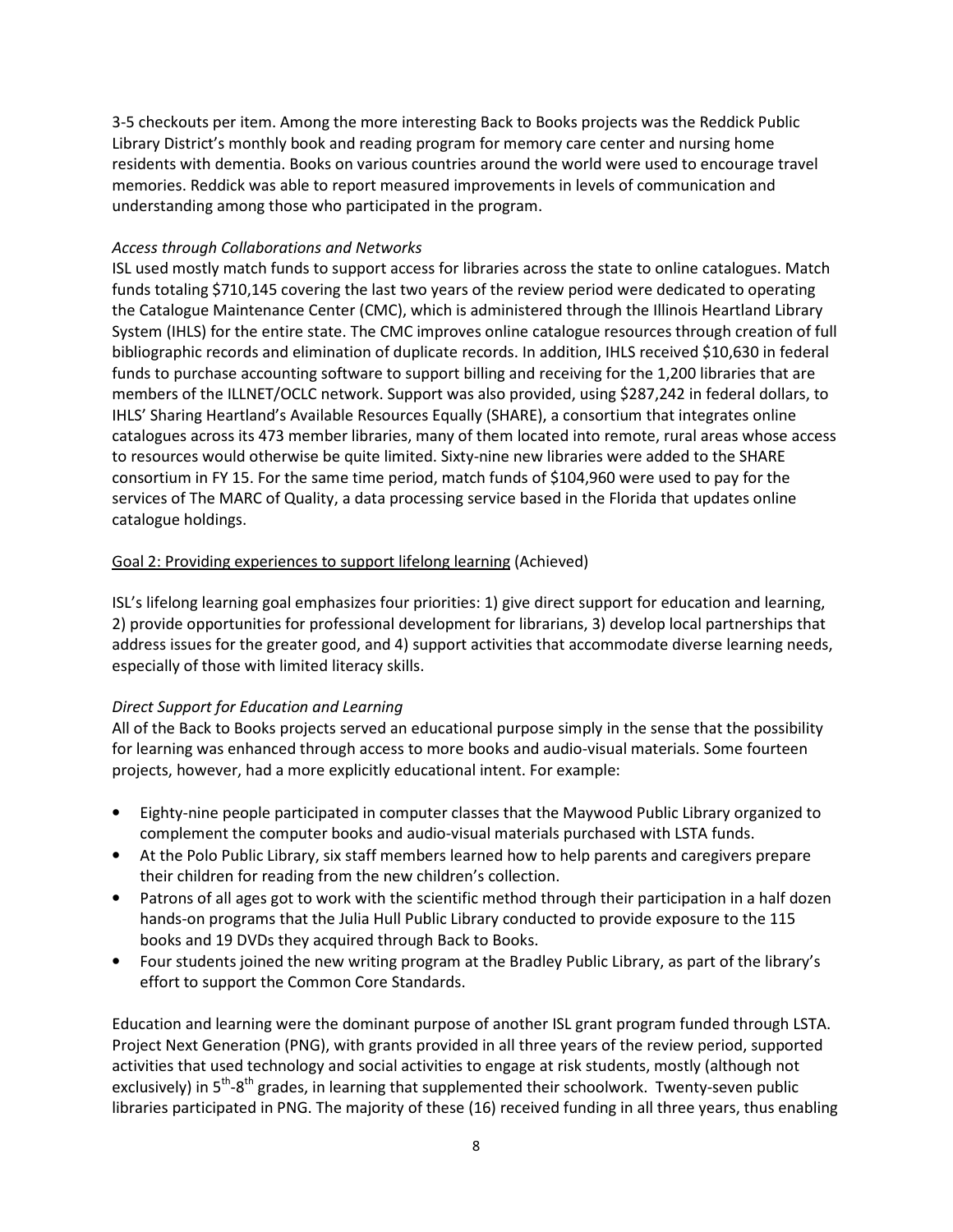3-5 checkouts per item. Among the more interesting Back to Books projects was the Reddick Public Library District's monthly book and reading program for memory care center and nursing home residents with dementia. Books on various countries around the world were used to encourage travel memories. Reddick was able to report measured improvements in levels of communication and understanding among those who participated in the program.

*Access through Collaborations and Networks*

ISL used mostly match funds to support access for libraries across the state to online catalogues. Match funds totaling $710,145 covering the last two years of the review period were dedicated to operating the Catalogue Maintenance Center (CMC), which is administered through the Illinois Heartland Library System (IHLS) for the entire state. The CMC improves online catalogue resources through creation of full bibliographic records and elimination of duplicate records. In addition, IHLS received $10,630 in federal funds to purchase accounting software to support billing and receiving for the 1,200 libraries that are members of the ILLNET/OCLC network. Support was also provided, using $287,242 in federal dollars, to IHLS' Sharing Heartland's Available Resources Equally (SHARE), a consortium that integrates online catalogues across its 473 member libraries, many of them located into remote, rural areas whose access to resources would otherwise be quite limited. Sixty-nine new libraries were added to the SHARE consortium in FY 15. For the same time period, match funds of $104,960 were used to pay for the services of The MARC of Quality, a data processing service based in the Florida that updates online catalogue holdings.

<u>Goal 2: Providing experiences to support lifelong learning</u> (Achieved)

ISL's lifelong learning goal emphasizes four priorities: 1) give direct support for education and learning, 2) provide opportunities for professional development for librarians, 3) develop local partnerships that address issues for the greater good, and 4) support activities that accommodate diverse learning needs, especially of those with limited literacy skills.

*Direct Support for Education and Learning*

All of the Back to Books projects served an educational purpose simply in the sense that the possibility for learning was enhanced through access to more books and audio-visual materials. Some fourteen projects, however, had a more explicitly educational intent. For example:

- Eighty-nine people participated in computer classes that the Maywood Public Library organized to complement the computer books and audio-visual materials purchased with LSTA funds.
- At the Polo Public Library, six staff members learned how to help parents and caregivers prepare their children for reading from the new children's collection.
- Patrons of all ages got to work with the scientific method through their participation in a half dozen hands-on programs that the Julia Hull Public Library conducted to provide exposure to the 115 books and 19 DVDs they acquired through Back to Books.
- Four students joined the new writing program at the Bradley Public Library, as part of the library's effort to support the Common Core Standards.

Education and learning were the dominant purpose of another ISL grant program funded through LSTA. Project Next Generation (PNG), with grants provided in all three years of the review period, supported activities that used technology and social activities to engage at risk students, mostly (although not exclusively) in 5th-8th grades, in learning that supplemented their schoolwork. Twenty-seven public libraries participated in PNG. The majority of these (16) received funding in all three years, thus enabling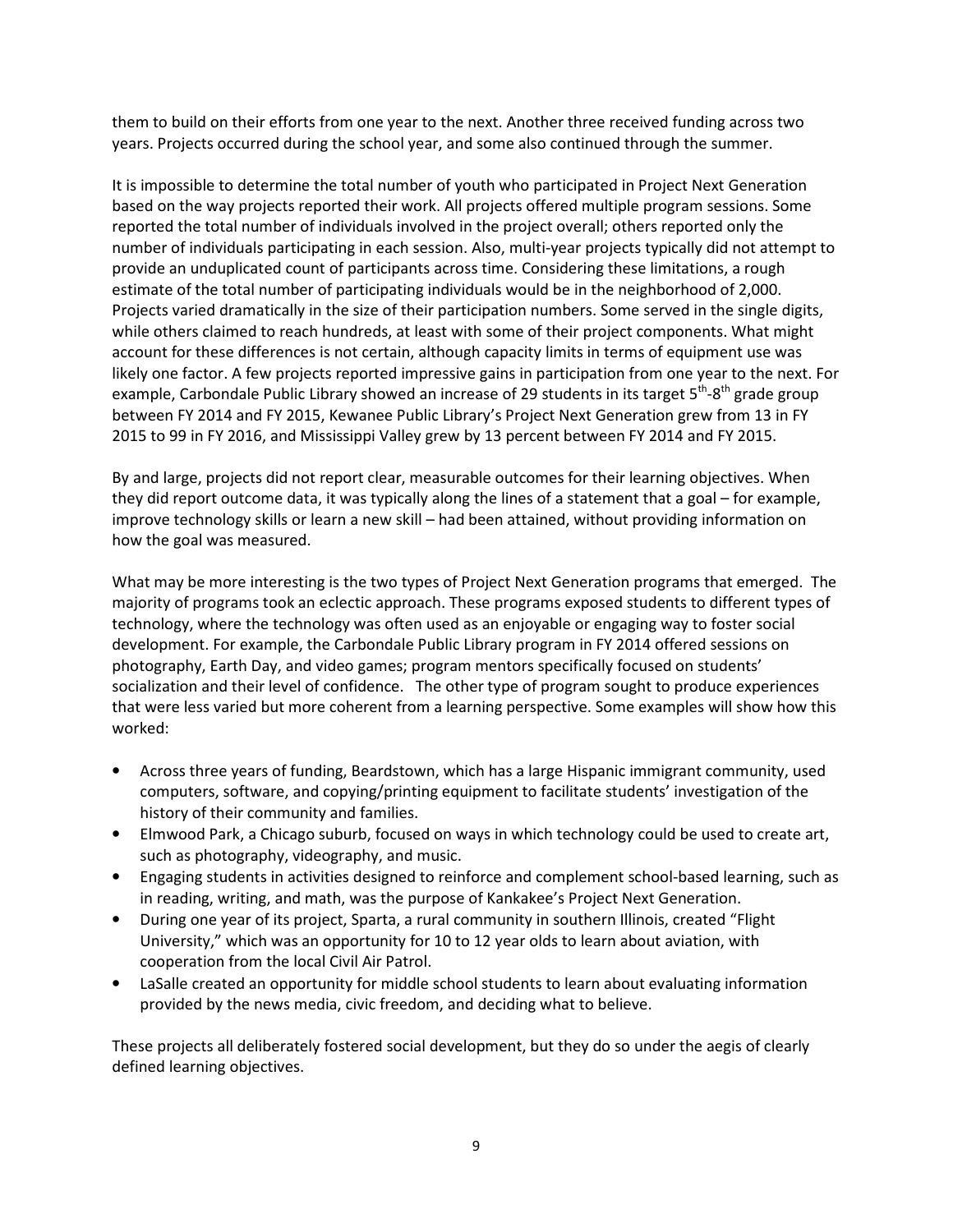them to build on their efforts from one year to the next. Another three received funding across two years. Projects occurred during the school year, and some also continued through the summer.

It is impossible to determine the total number of youth who participated in Project Next Generation based on the way projects reported their work. All projects offered multiple program sessions. Some reported the total number of individuals involved in the project overall; others reported only the number of individuals participating in each session. Also, multi-year projects typically did not attempt to provide an unduplicated count of participants across time. Considering these limitations, a rough estimate of the total number of participating individuals would be in the neighborhood of 2,000. Projects varied dramatically in the size of their participation numbers. Some served in the single digits, while others claimed to reach hundreds, at least with some of their project components. What might account for these differences is not certain, although capacity limits in terms of equipment use was likely one factor. A few projects reported impressive gains in participation from one year to the next. For example, Carbondale Public Library showed an increase of 29 students in its target 5th-8th grade group between FY 2014 and FY 2015, Kewanee Public Library's Project Next Generation grew from 13 in FY 2015 to 99 in FY 2016, and Mississippi Valley grew by 13 percent between FY 2014 and FY 2015.

By and large, projects did not report clear, measurable outcomes for their learning objectives. When they did report outcome data, it was typically along the lines of a statement that a goal – for example, improve technology skills or learn a new skill – had been attained, without providing information on how the goal was measured.

What may be more interesting is the two types of Project Next Generation programs that emerged. The majority of programs took an eclectic approach. These programs exposed students to different types of technology, where the technology was often used as an enjoyable or engaging way to foster social development. For example, the Carbondale Public Library program in FY 2014 offered sessions on photography, Earth Day, and video games; program mentors specifically focused on students' socialization and their level of confidence. The other type of program sought to produce experiences that were less varied but more coherent from a learning perspective. Some examples will show how this worked:

- Across three years of funding, Beardstown, which has a large Hispanic immigrant community, used computers, software, and copying/printing equipment to facilitate students' investigation of the history of their community and families.
- Elmwood Park, a Chicago suburb, focused on ways in which technology could be used to create art, such as photography, videography, and music.
- Engaging students in activities designed to reinforce and complement school-based learning, such as in reading, writing, and math, was the purpose of Kankakee's Project Next Generation.
- During one year of its project, Sparta, a rural community in southern Illinois, created "Flight University," which was an opportunity for 10 to 12 year olds to learn about aviation, with cooperation from the local Civil Air Patrol.
- LaSalle created an opportunity for middle school students to learn about evaluating information provided by the news media, civic freedom, and deciding what to believe.

These projects all deliberately fostered social development, but they do so under the aegis of clearly defined learning objectives.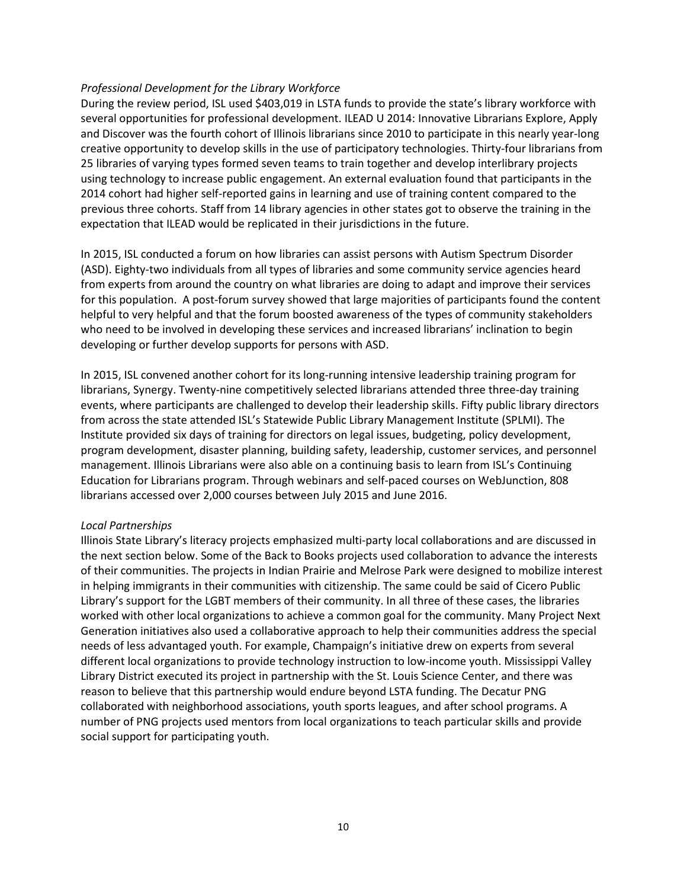*Professional Development for the Library Workforce*

During the review period, ISL used $403,019 in LSTA funds to provide the state's library workforce with several opportunities for professional development. ILEAD U 2014: Innovative Librarians Explore, Apply and Discover was the fourth cohort of Illinois librarians since 2010 to participate in this nearly year-long creative opportunity to develop skills in the use of participatory technologies. Thirty-four librarians from 25 libraries of varying types formed seven teams to train together and develop interlibrary projects using technology to increase public engagement. An external evaluation found that participants in the 2014 cohort had higher self-reported gains in learning and use of training content compared to the previous three cohorts. Staff from 14 library agencies in other states got to observe the training in the expectation that ILEAD would be replicated in their jurisdictions in the future.

In 2015, ISL conducted a forum on how libraries can assist persons with Autism Spectrum Disorder (ASD). Eighty-two individuals from all types of libraries and some community service agencies heard from experts from around the country on what libraries are doing to adapt and improve their services for this population. A post-forum survey showed that large majorities of participants found the content helpful to very helpful and that the forum boosted awareness of the types of community stakeholders who need to be involved in developing these services and increased librarians' inclination to begin developing or further develop supports for persons with ASD.

In 2015, ISL convened another cohort for its long-running intensive leadership training program for librarians, Synergy. Twenty-nine competitively selected librarians attended three three-day training events, where participants are challenged to develop their leadership skills. Fifty public library directors from across the state attended ISL's Statewide Public Library Management Institute (SPLMI). The Institute provided six days of training for directors on legal issues, budgeting, policy development, program development, disaster planning, building safety, leadership, customer services, and personnel management. Illinois Librarians were also able on a continuing basis to learn from ISL's Continuing Education for Librarians program. Through webinars and self-paced courses on WebJunction, 808 librarians accessed over 2,000 courses between July 2015 and June 2016.

*Local Partnerships*

Illinois State Library's literacy projects emphasized multi-party local collaborations and are discussed in the next section below. Some of the Back to Books projects used collaboration to advance the interests of their communities. The projects in Indian Prairie and Melrose Park were designed to mobilize interest in helping immigrants in their communities with citizenship. The same could be said of Cicero Public Library's support for the LGBT members of their community. In all three of these cases, the libraries worked with other local organizations to achieve a common goal for the community. Many Project Next Generation initiatives also used a collaborative approach to help their communities address the special needs of less advantaged youth. For example, Champaign's initiative drew on experts from several different local organizations to provide technology instruction to low-income youth. Mississippi Valley Library District executed its project in partnership with the St. Louis Science Center, and there was reason to believe that this partnership would endure beyond LSTA funding. The Decatur PNG collaborated with neighborhood associations, youth sports leagues, and after school programs. A number of PNG projects used mentors from local organizations to teach particular skills and provide social support for participating youth.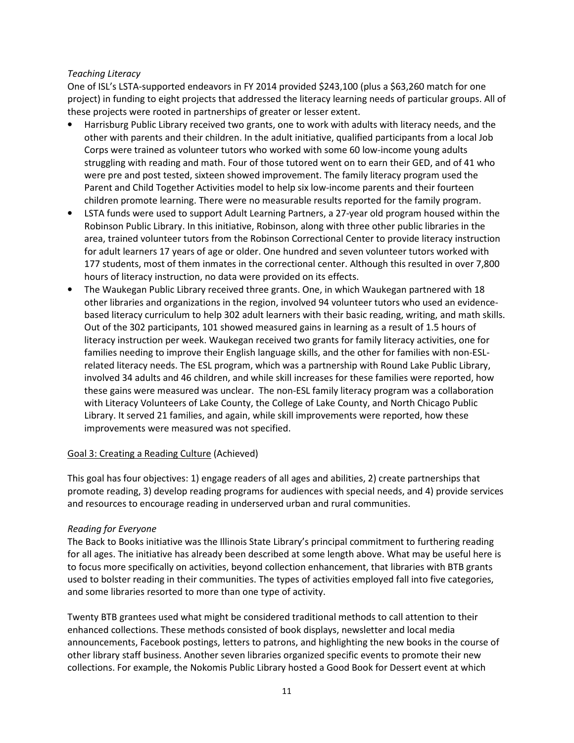*Teaching Literacy*

One of ISL's LSTA-supported endeavors in FY 2014 provided $243,100 (plus a $63,260 match for one project) in funding to eight projects that addressed the literacy learning needs of particular groups. All of these projects were rooted in partnerships of greater or lesser extent.

- Harrisburg Public Library received two grants, one to work with adults with literacy needs, and the other with parents and their children. In the adult initiative, qualified participants from a local Job Corps were trained as volunteer tutors who worked with some 60 low-income young adults struggling with reading and math. Four of those tutored went on to earn their GED, and of 41 who were pre and post tested, sixteen showed improvement. The family literacy program used the Parent and Child Together Activities model to help six low-income parents and their fourteen children promote learning. There were no measurable results reported for the family program.
- LSTA funds were used to support Adult Learning Partners, a 27-year old program housed within the Robinson Public Library. In this initiative, Robinson, along with three other public libraries in the area, trained volunteer tutors from the Robinson Correctional Center to provide literacy instruction for adult learners 17 years of age or older. One hundred and seven volunteer tutors worked with 177 students, most of them inmates in the correctional center. Although this resulted in over 7,800 hours of literacy instruction, no data were provided on its effects.
- The Waukegan Public Library received three grants. One, in which Waukegan partnered with 18 other libraries and organizations in the region, involved 94 volunteer tutors who used an evidence-based literacy curriculum to help 302 adult learners with their basic reading, writing, and math skills. Out of the 302 participants, 101 showed measured gains in learning as a result of 1.5 hours of literacy instruction per week. Waukegan received two grants for family literacy activities, one for families needing to improve their English language skills, and the other for families with non-ESL-related literacy needs. The ESL program, which was a partnership with Round Lake Public Library, involved 34 adults and 46 children, and while skill increases for these families were reported, how these gains were measured was unclear. The non-ESL family literacy program was a collaboration with Literacy Volunteers of Lake County, the College of Lake County, and North Chicago Public Library. It served 21 families, and again, while skill improvements were reported, how these improvements were measured was not specified.

Goal 3: Creating a Reading Culture (Achieved)

This goal has four objectives: 1) engage readers of all ages and abilities, 2) create partnerships that promote reading, 3) develop reading programs for audiences with special needs, and 4) provide services and resources to encourage reading in underserved urban and rural communities.

*Reading for Everyone*

The Back to Books initiative was the Illinois State Library's principal commitment to furthering reading for all ages. The initiative has already been described at some length above. What may be useful here is to focus more specifically on activities, beyond collection enhancement, that libraries with BTB grants used to bolster reading in their communities. The types of activities employed fall into five categories, and some libraries resorted to more than one type of activity.

Twenty BTB grantees used what might be considered traditional methods to call attention to their enhanced collections. These methods consisted of book displays, newsletter and local media announcements, Facebook postings, letters to patrons, and highlighting the new books in the course of other library staff business. Another seven libraries organized specific events to promote their new collections. For example, the Nokomis Public Library hosted a Good Book for Dessert event at which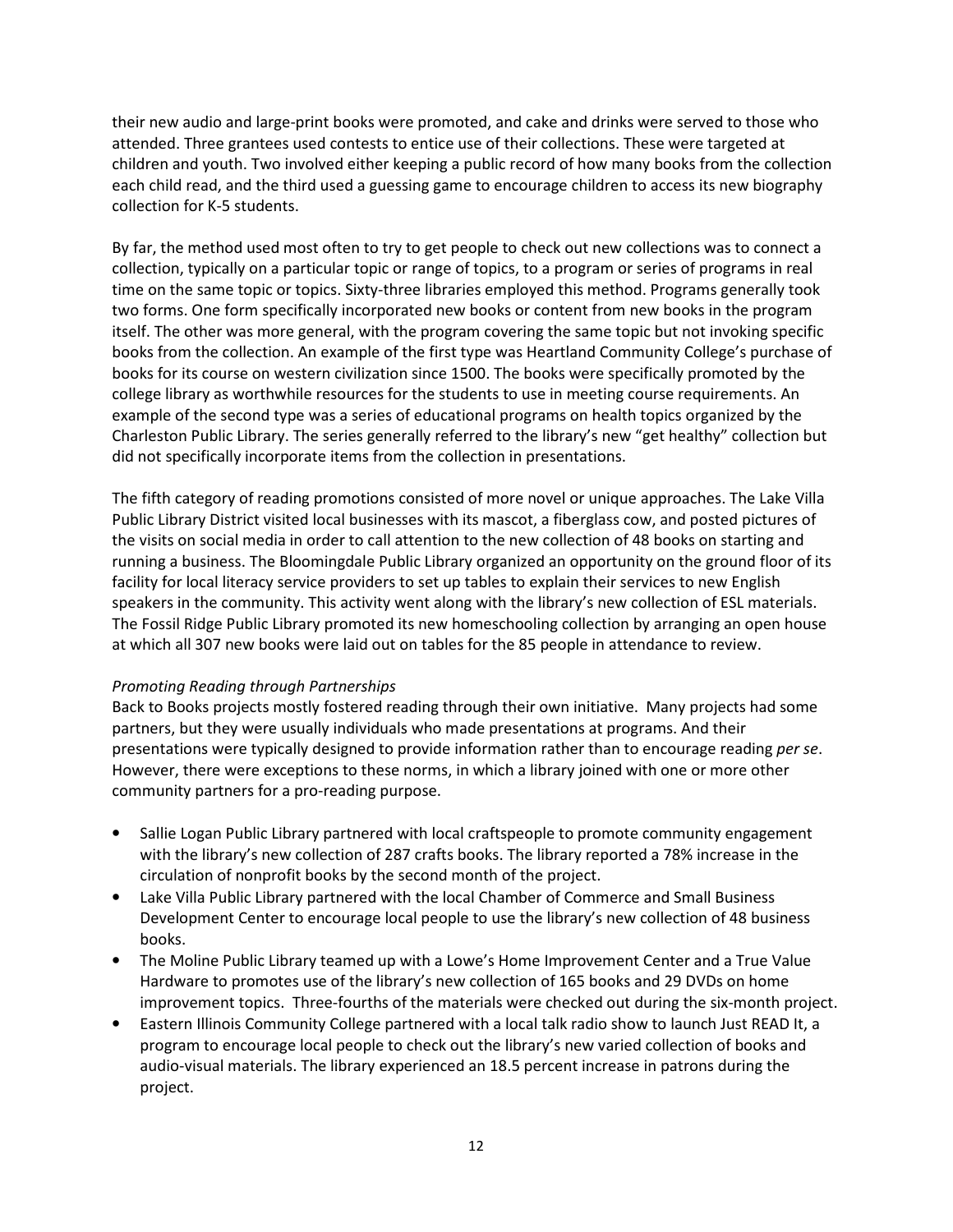their new audio and large-print books were promoted, and cake and drinks were served to those who attended. Three grantees used contests to entice use of their collections. These were targeted at children and youth. Two involved either keeping a public record of how many books from the collection each child read, and the third used a guessing game to encourage children to access its new biography collection for K-5 students.

By far, the method used most often to try to get people to check out new collections was to connect a collection, typically on a particular topic or range of topics, to a program or series of programs in real time on the same topic or topics. Sixty-three libraries employed this method. Programs generally took two forms. One form specifically incorporated new books or content from new books in the program itself. The other was more general, with the program covering the same topic but not invoking specific books from the collection. An example of the first type was Heartland Community College's purchase of books for its course on western civilization since 1500. The books were specifically promoted by the college library as worthwhile resources for the students to use in meeting course requirements. An example of the second type was a series of educational programs on health topics organized by the Charleston Public Library. The series generally referred to the library's new "get healthy" collection but did not specifically incorporate items from the collection in presentations.

The fifth category of reading promotions consisted of more novel or unique approaches. The Lake Villa Public Library District visited local businesses with its mascot, a fiberglass cow, and posted pictures of the visits on social media in order to call attention to the new collection of 48 books on starting and running a business. The Bloomingdale Public Library organized an opportunity on the ground floor of its facility for local literacy service providers to set up tables to explain their services to new English speakers in the community. This activity went along with the library's new collection of ESL materials. The Fossil Ridge Public Library promoted its new homeschooling collection by arranging an open house at which all 307 new books were laid out on tables for the 85 people in attendance to review.

*Promoting Reading through Partnerships*

Back to Books projects mostly fostered reading through their own initiative. Many projects had some partners, but they were usually individuals who made presentations at programs. And their presentations were typically designed to provide information rather than to encourage reading *per se*. However, there were exceptions to these norms, in which a library joined with one or more other community partners for a pro-reading purpose.

- Sallie Logan Public Library partnered with local craftspeople to promote community engagement with the library's new collection of 287 crafts books. The library reported a 78% increase in the circulation of nonprofit books by the second month of the project.
- Lake Villa Public Library partnered with the local Chamber of Commerce and Small Business Development Center to encourage local people to use the library's new collection of 48 business books.
- The Moline Public Library teamed up with a Lowe's Home Improvement Center and a True Value Hardware to promotes use of the library's new collection of 165 books and 29 DVDs on home improvement topics. Three-fourths of the materials were checked out during the six-month project.
- Eastern Illinois Community College partnered with a local talk radio show to launch Just READ It, a program to encourage local people to check out the library's new varied collection of books and audio-visual materials. The library experienced an 18.5 percent increase in patrons during the project.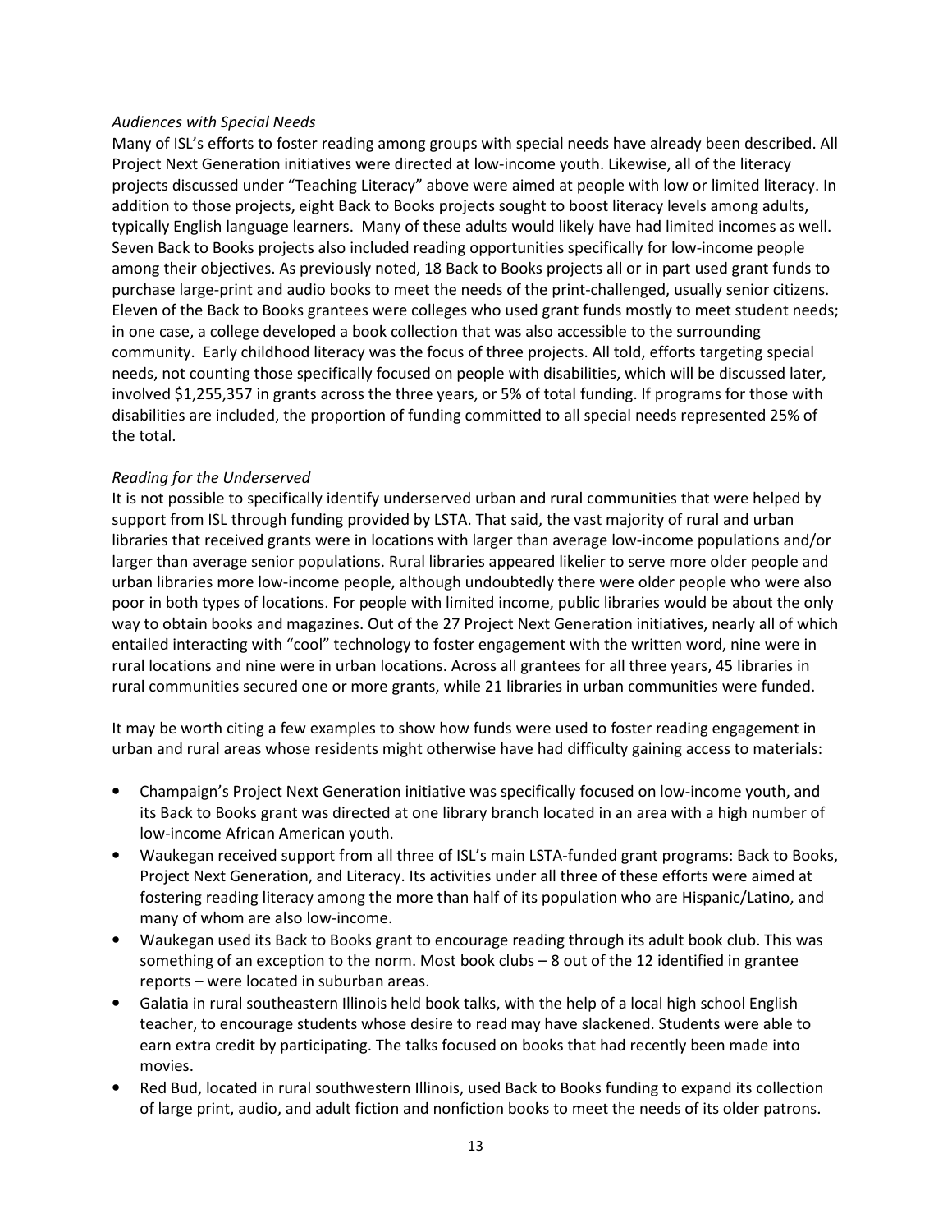*Audiences with Special Needs*

Many of ISL's efforts to foster reading among groups with special needs have already been described. All Project Next Generation initiatives were directed at low-income youth. Likewise, all of the literacy projects discussed under "Teaching Literacy" above were aimed at people with low or limited literacy. In addition to those projects, eight Back to Books projects sought to boost literacy levels among adults, typically English language learners. Many of these adults would likely have had limited incomes as well. Seven Back to Books projects also included reading opportunities specifically for low-income people among their objectives. As previously noted, 18 Back to Books projects all or in part used grant funds to purchase large-print and audio books to meet the needs of the print-challenged, usually senior citizens. Eleven of the Back to Books grantees were colleges who used grant funds mostly to meet student needs; in one case, a college developed a book collection that was also accessible to the surrounding community. Early childhood literacy was the focus of three projects. All told, efforts targeting special needs, not counting those specifically focused on people with disabilities, which will be discussed later, involved $1,255,357 in grants across the three years, or 5% of total funding. If programs for those with disabilities are included, the proportion of funding committed to all special needs represented 25% of the total.

*Reading for the Underserved*

It is not possible to specifically identify underserved urban and rural communities that were helped by support from ISL through funding provided by LSTA. That said, the vast majority of rural and urban libraries that received grants were in locations with larger than average low-income populations and/or larger than average senior populations. Rural libraries appeared likelier to serve more older people and urban libraries more low-income people, although undoubtedly there were older people who were also poor in both types of locations. For people with limited income, public libraries would be about the only way to obtain books and magazines. Out of the 27 Project Next Generation initiatives, nearly all of which entailed interacting with "cool" technology to foster engagement with the written word, nine were in rural locations and nine were in urban locations. Across all grantees for all three years, 45 libraries in rural communities secured one or more grants, while 21 libraries in urban communities were funded.

It may be worth citing a few examples to show how funds were used to foster reading engagement in urban and rural areas whose residents might otherwise have had difficulty gaining access to materials:

- Champaign's Project Next Generation initiative was specifically focused on low-income youth, and its Back to Books grant was directed at one library branch located in an area with a high number of low-income African American youth.
- Waukegan received support from all three of ISL's main LSTA-funded grant programs: Back to Books, Project Next Generation, and Literacy. Its activities under all three of these efforts were aimed at fostering reading literacy among the more than half of its population who are Hispanic/Latino, and many of whom are also low-income.
- Waukegan used its Back to Books grant to encourage reading through its adult book club. This was something of an exception to the norm. Most book clubs – 8 out of the 12 identified in grantee reports – were located in suburban areas.
- Galatia in rural southeastern Illinois held book talks, with the help of a local high school English teacher, to encourage students whose desire to read may have slackened. Students were able to earn extra credit by participating. The talks focused on books that had recently been made into movies.
- Red Bud, located in rural southwestern Illinois, used Back to Books funding to expand its collection of large print, audio, and adult fiction and nonfiction books to meet the needs of its older patrons.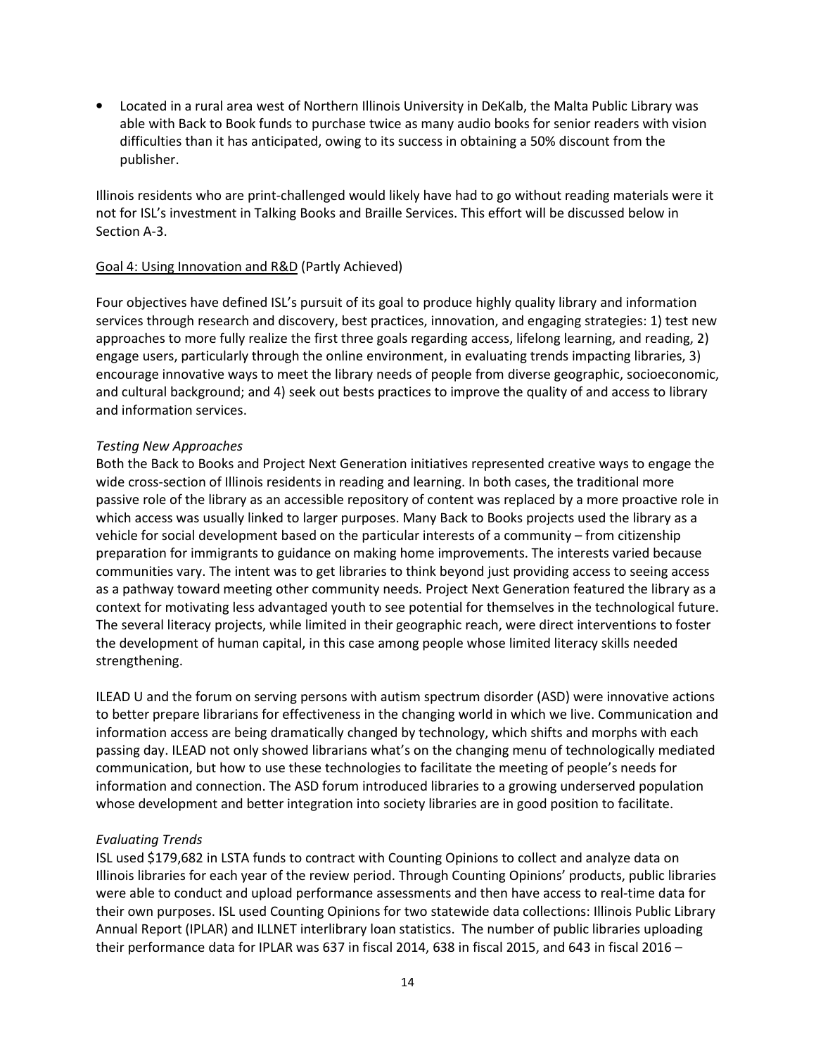- Located in a rural area west of Northern Illinois University in DeKalb, the Malta Public Library was able with Back to Book funds to purchase twice as many audio books for senior readers with vision difficulties than it has anticipated, owing to its success in obtaining a 50% discount from the publisher.

Illinois residents who are print-challenged would likely have had to go without reading materials were it not for ISL's investment in Talking Books and Braille Services. This effort will be discussed below in Section A-3.

Goal 4: Using Innovation and R&D (Partly Achieved)

Four objectives have defined ISL's pursuit of its goal to produce highly quality library and information services through research and discovery, best practices, innovation, and engaging strategies: 1) test new approaches to more fully realize the first three goals regarding access, lifelong learning, and reading, 2) engage users, particularly through the online environment, in evaluating trends impacting libraries, 3) encourage innovative ways to meet the library needs of people from diverse geographic, socioeconomic, and cultural background; and 4) seek out bests practices to improve the quality of and access to library and information services.

*Testing New Approaches*

Both the Back to Books and Project Next Generation initiatives represented creative ways to engage the wide cross-section of Illinois residents in reading and learning. In both cases, the traditional more passive role of the library as an accessible repository of content was replaced by a more proactive role in which access was usually linked to larger purposes. Many Back to Books projects used the library as a vehicle for social development based on the particular interests of a community – from citizenship preparation for immigrants to guidance on making home improvements. The interests varied because communities vary. The intent was to get libraries to think beyond just providing access to seeing access as a pathway toward meeting other community needs. Project Next Generation featured the library as a context for motivating less advantaged youth to see potential for themselves in the technological future. The several literacy projects, while limited in their geographic reach, were direct interventions to foster the development of human capital, in this case among people whose limited literacy skills needed strengthening.

ILEAD U and the forum on serving persons with autism spectrum disorder (ASD) were innovative actions to better prepare librarians for effectiveness in the changing world in which we live. Communication and information access are being dramatically changed by technology, which shifts and morphs with each passing day. ILEAD not only showed librarians what's on the changing menu of technologically mediated communication, but how to use these technologies to facilitate the meeting of people's needs for information and connection. The ASD forum introduced libraries to a growing underserved population whose development and better integration into society libraries are in good position to facilitate.

*Evaluating Trends*

ISL used $179,682 in LSTA funds to contract with Counting Opinions to collect and analyze data on Illinois libraries for each year of the review period. Through Counting Opinions' products, public libraries were able to conduct and upload performance assessments and then have access to real-time data for their own purposes. ISL used Counting Opinions for two statewide data collections: Illinois Public Library Annual Report (IPLAR) and ILLNET interlibrary loan statistics. The number of public libraries uploading their performance data for IPLAR was 637 in fiscal 2014, 638 in fiscal 2015, and 643 in fiscal 2016 –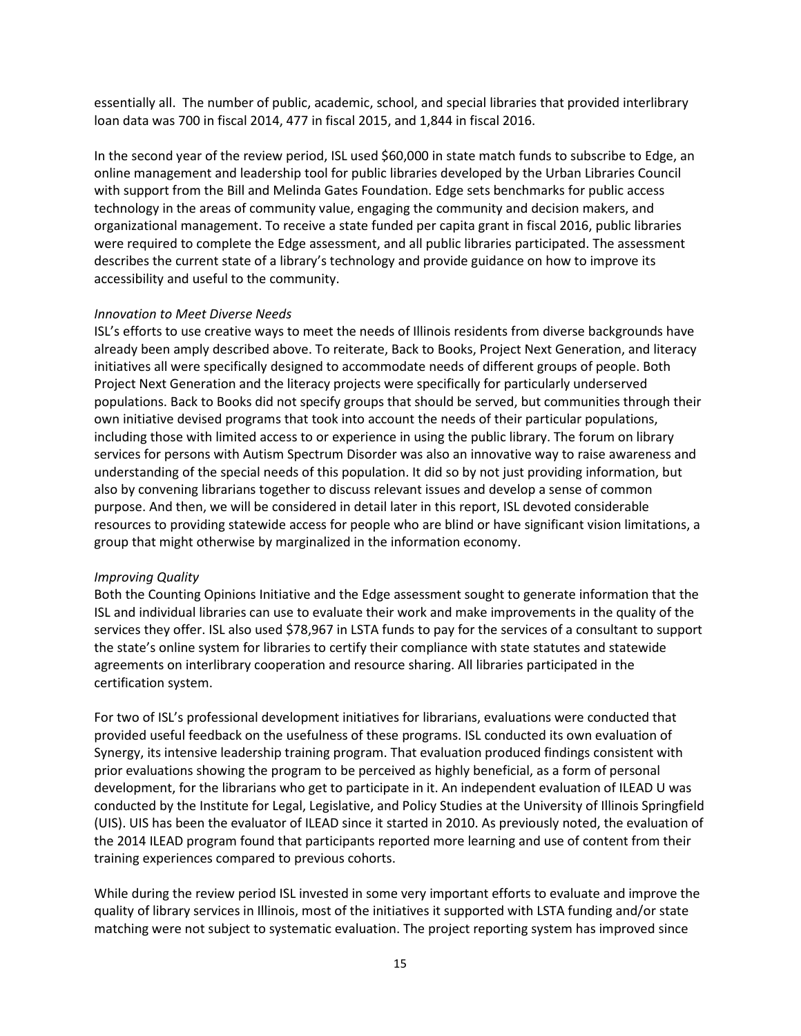essentially all. The number of public, academic, school, and special libraries that provided interlibrary loan data was 700 in fiscal 2014, 477 in fiscal 2015, and 1,844 in fiscal 2016.

In the second year of the review period, ISL used $60,000 in state match funds to subscribe to Edge, an online management and leadership tool for public libraries developed by the Urban Libraries Council with support from the Bill and Melinda Gates Foundation. Edge sets benchmarks for public access technology in the areas of community value, engaging the community and decision makers, and organizational management. To receive a state funded per capita grant in fiscal 2016, public libraries were required to complete the Edge assessment, and all public libraries participated. The assessment describes the current state of a library's technology and provide guidance on how to improve its accessibility and useful to the community.

*Innovation to Meet Diverse Needs*

ISL's efforts to use creative ways to meet the needs of Illinois residents from diverse backgrounds have already been amply described above. To reiterate, Back to Books, Project Next Generation, and literacy initiatives all were specifically designed to accommodate needs of different groups of people. Both Project Next Generation and the literacy projects were specifically for particularly underserved populations. Back to Books did not specify groups that should be served, but communities through their own initiative devised programs that took into account the needs of their particular populations, including those with limited access to or experience in using the public library. The forum on library services for persons with Autism Spectrum Disorder was also an innovative way to raise awareness and understanding of the special needs of this population. It did so by not just providing information, but also by convening librarians together to discuss relevant issues and develop a sense of common purpose. And then, we will be considered in detail later in this report, ISL devoted considerable resources to providing statewide access for people who are blind or have significant vision limitations, a group that might otherwise by marginalized in the information economy.

*Improving Quality*

Both the Counting Opinions Initiative and the Edge assessment sought to generate information that the ISL and individual libraries can use to evaluate their work and make improvements in the quality of the services they offer. ISL also used $78,967 in LSTA funds to pay for the services of a consultant to support the state's online system for libraries to certify their compliance with state statutes and statewide agreements on interlibrary cooperation and resource sharing. All libraries participated in the certification system.

For two of ISL's professional development initiatives for librarians, evaluations were conducted that provided useful feedback on the usefulness of these programs. ISL conducted its own evaluation of Synergy, its intensive leadership training program. That evaluation produced findings consistent with prior evaluations showing the program to be perceived as highly beneficial, as a form of personal development, for the librarians who get to participate in it. An independent evaluation of ILEAD U was conducted by the Institute for Legal, Legislative, and Policy Studies at the University of Illinois Springfield (UIS). UIS has been the evaluator of ILEAD since it started in 2010. As previously noted, the evaluation of the 2014 ILEAD program found that participants reported more learning and use of content from their training experiences compared to previous cohorts.

While during the review period ISL invested in some very important efforts to evaluate and improve the quality of library services in Illinois, most of the initiatives it supported with LSTA funding and/or state matching were not subject to systematic evaluation. The project reporting system has improved since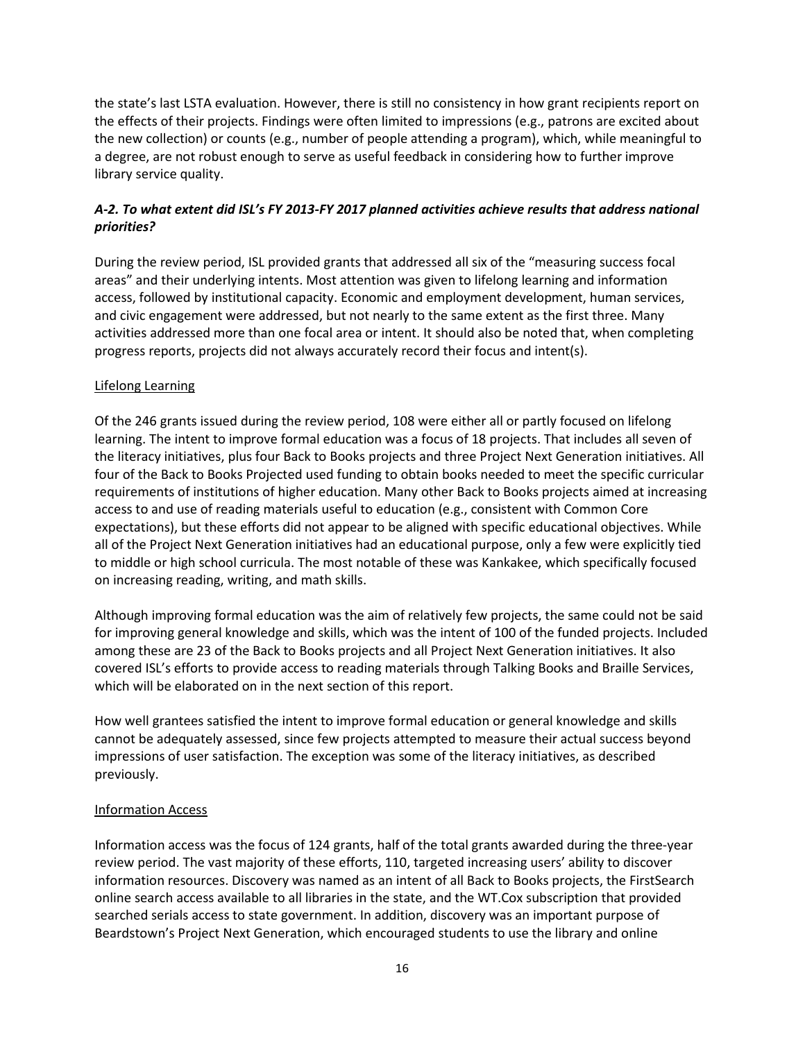the state's last LSTA evaluation. However, there is still no consistency in how grant recipients report on the effects of their projects. Findings were often limited to impressions (e.g., patrons are excited about the new collection) or counts (e.g., number of people attending a program), which, while meaningful to a degree, are not robust enough to serve as useful feedback in considering how to further improve library service quality.

### *A-2. To what extent did ISL's FY 2013-FY 2017 planned activities achieve results that address national priorities?*

During the review period, ISL provided grants that addressed all six of the "measuring success focal areas" and their underlying intents. Most attention was given to lifelong learning and information access, followed by institutional capacity. Economic and employment development, human services, and civic engagement were addressed, but not nearly to the same extent as the first three. Many activities addressed more than one focal area or intent. It should also be noted that, when completing progress reports, projects did not always accurately record their focus and intent(s).

#### Lifelong Learning

Of the 246 grants issued during the review period, 108 were either all or partly focused on lifelong learning. The intent to improve formal education was a focus of 18 projects. That includes all seven of the literacy initiatives, plus four Back to Books projects and three Project Next Generation initiatives. All four of the Back to Books Projected used funding to obtain books needed to meet the specific curricular requirements of institutions of higher education. Many other Back to Books projects aimed at increasing access to and use of reading materials useful to education (e.g., consistent with Common Core expectations), but these efforts did not appear to be aligned with specific educational objectives. While all of the Project Next Generation initiatives had an educational purpose, only a few were explicitly tied to middle or high school curricula. The most notable of these was Kankakee, which specifically focused on increasing reading, writing, and math skills.

Although improving formal education was the aim of relatively few projects, the same could not be said for improving general knowledge and skills, which was the intent of 100 of the funded projects. Included among these are 23 of the Back to Books projects and all Project Next Generation initiatives. It also covered ISL's efforts to provide access to reading materials through Talking Books and Braille Services, which will be elaborated on in the next section of this report.

How well grantees satisfied the intent to improve formal education or general knowledge and skills cannot be adequately assessed, since few projects attempted to measure their actual success beyond impressions of user satisfaction. The exception was some of the literacy initiatives, as described previously.

#### Information Access

Information access was the focus of 124 grants, half of the total grants awarded during the three-year review period. The vast majority of these efforts, 110, targeted increasing users' ability to discover information resources. Discovery was named as an intent of all Back to Books projects, the FirstSearch online search access available to all libraries in the state, and the WT.Cox subscription that provided searched serials access to state government. In addition, discovery was an important purpose of Beardstown's Project Next Generation, which encouraged students to use the library and online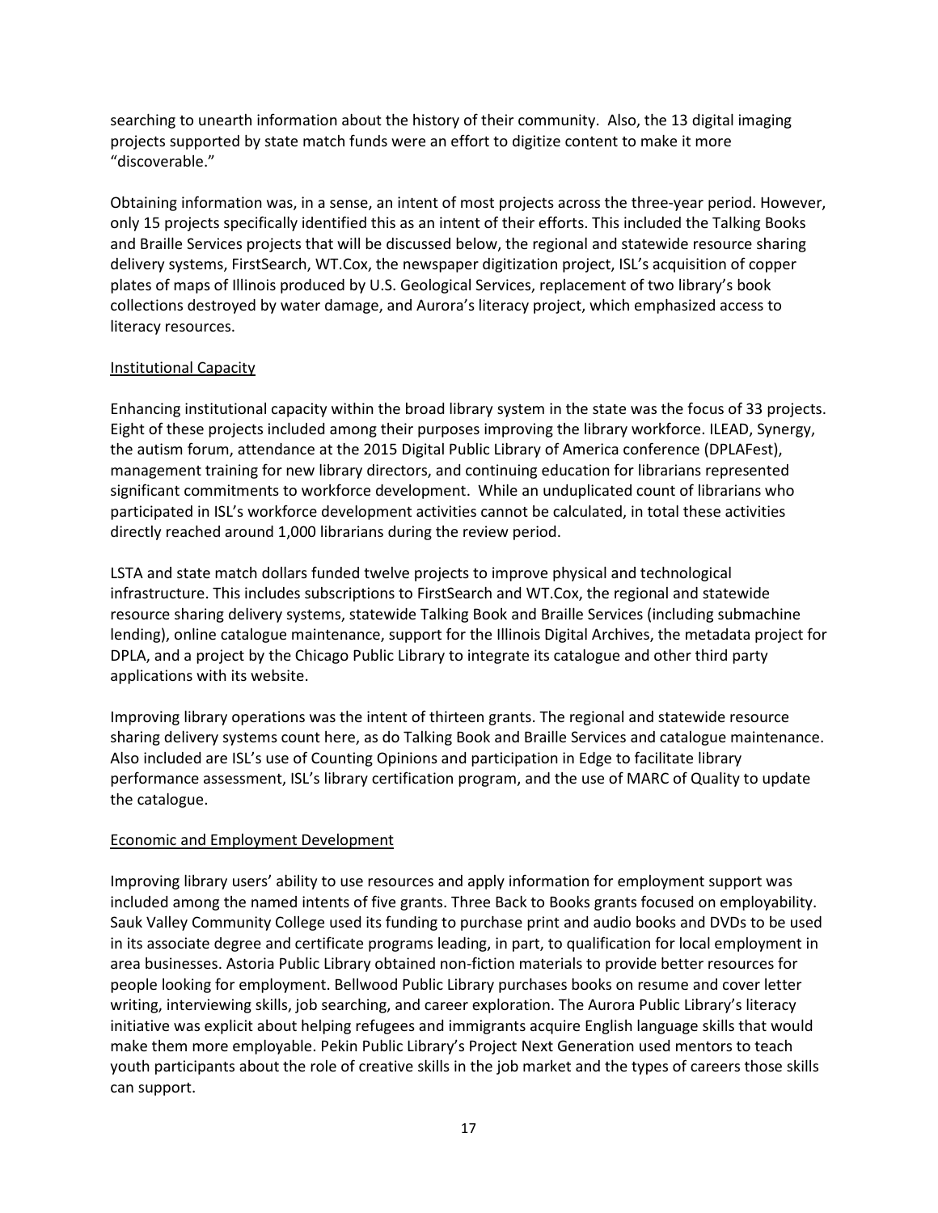searching to unearth information about the history of their community. Also, the 13 digital imaging projects supported by state match funds were an effort to digitize content to make it more "discoverable."

Obtaining information was, in a sense, an intent of most projects across the three-year period. However, only 15 projects specifically identified this as an intent of their efforts. This included the Talking Books and Braille Services projects that will be discussed below, the regional and statewide resource sharing delivery systems, FirstSearch, WT.Cox, the newspaper digitization project, ISL's acquisition of copper plates of maps of Illinois produced by U.S. Geological Services, replacement of two library's book collections destroyed by water damage, and Aurora's literacy project, which emphasized access to literacy resources.

Institutional Capacity

Enhancing institutional capacity within the broad library system in the state was the focus of 33 projects. Eight of these projects included among their purposes improving the library workforce. ILEAD, Synergy, the autism forum, attendance at the 2015 Digital Public Library of America conference (DPLAFest), management training for new library directors, and continuing education for librarians represented significant commitments to workforce development. While an unduplicated count of librarians who participated in ISL's workforce development activities cannot be calculated, in total these activities directly reached around 1,000 librarians during the review period.

LSTA and state match dollars funded twelve projects to improve physical and technological infrastructure. This includes subscriptions to FirstSearch and WT.Cox, the regional and statewide resource sharing delivery systems, statewide Talking Book and Braille Services (including submachine lending), online catalogue maintenance, support for the Illinois Digital Archives, the metadata project for DPLA, and a project by the Chicago Public Library to integrate its catalogue and other third party applications with its website.

Improving library operations was the intent of thirteen grants. The regional and statewide resource sharing delivery systems count here, as do Talking Book and Braille Services and catalogue maintenance. Also included are ISL's use of Counting Opinions and participation in Edge to facilitate library performance assessment, ISL's library certification program, and the use of MARC of Quality to update the catalogue.

Economic and Employment Development

Improving library users' ability to use resources and apply information for employment support was included among the named intents of five grants. Three Back to Books grants focused on employability. Sauk Valley Community College used its funding to purchase print and audio books and DVDs to be used in its associate degree and certificate programs leading, in part, to qualification for local employment in area businesses. Astoria Public Library obtained non-fiction materials to provide better resources for people looking for employment. Bellwood Public Library purchases books on resume and cover letter writing, interviewing skills, job searching, and career exploration. The Aurora Public Library's literacy initiative was explicit about helping refugees and immigrants acquire English language skills that would make them more employable. Pekin Public Library's Project Next Generation used mentors to teach youth participants about the role of creative skills in the job market and the types of careers those skills can support.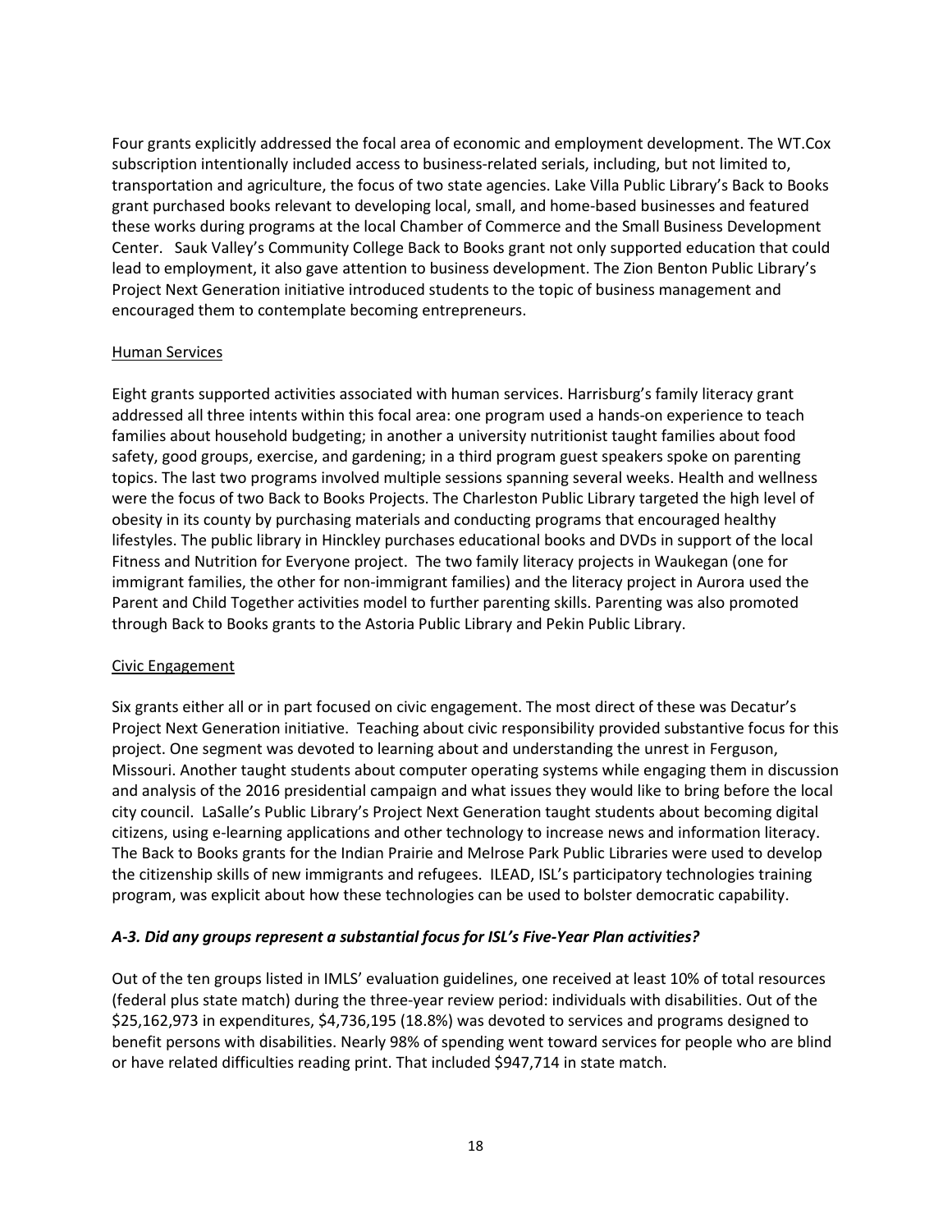Four grants explicitly addressed the focal area of economic and employment development. The WT.Cox subscription intentionally included access to business-related serials, including, but not limited to, transportation and agriculture, the focus of two state agencies. Lake Villa Public Library's Back to Books grant purchased books relevant to developing local, small, and home-based businesses and featured these works during programs at the local Chamber of Commerce and the Small Business Development Center. Sauk Valley's Community College Back to Books grant not only supported education that could lead to employment, it also gave attention to business development. The Zion Benton Public Library's Project Next Generation initiative introduced students to the topic of business management and encouraged them to contemplate becoming entrepreneurs.

<u>Human Services</u>

Eight grants supported activities associated with human services. Harrisburg's family literacy grant addressed all three intents within this focal area: one program used a hands-on experience to teach families about household budgeting; in another a university nutritionist taught families about food safety, good groups, exercise, and gardening; in a third program guest speakers spoke on parenting topics. The last two programs involved multiple sessions spanning several weeks. Health and wellness were the focus of two Back to Books Projects. The Charleston Public Library targeted the high level of obesity in its county by purchasing materials and conducting programs that encouraged healthy lifestyles. The public library in Hinckley purchases educational books and DVDs in support of the local Fitness and Nutrition for Everyone project. The two family literacy projects in Waukegan (one for immigrant families, the other for non-immigrant families) and the literacy project in Aurora used the Parent and Child Together activities model to further parenting skills. Parenting was also promoted through Back to Books grants to the Astoria Public Library and Pekin Public Library.

<u>Civic Engagement</u>

Six grants either all or in part focused on civic engagement. The most direct of these was Decatur's Project Next Generation initiative. Teaching about civic responsibility provided substantive focus for this project. One segment was devoted to learning about and understanding the unrest in Ferguson, Missouri. Another taught students about computer operating systems while engaging them in discussion and analysis of the 2016 presidential campaign and what issues they would like to bring before the local city council. LaSalle's Public Library's Project Next Generation taught students about becoming digital citizens, using e-learning applications and other technology to increase news and information literacy. The Back to Books grants for the Indian Prairie and Melrose Park Public Libraries were used to develop the citizenship skills of new immigrants and refugees. ILEAD, ISL's participatory technologies training program, was explicit about how these technologies can be used to bolster democratic capability.

### *A-3. Did any groups represent a substantial focus for ISL's Five-Year Plan activities?*

Out of the ten groups listed in IMLS' evaluation guidelines, one received at least 10% of total resources (federal plus state match) during the three-year review period: individuals with disabilities. Out of the $25,162,973 in expenditures, $4,736,195 (18.8%) was devoted to services and programs designed to benefit persons with disabilities. Nearly 98% of spending went toward services for people who are blind or have related difficulties reading print. That included $947,714 in state match.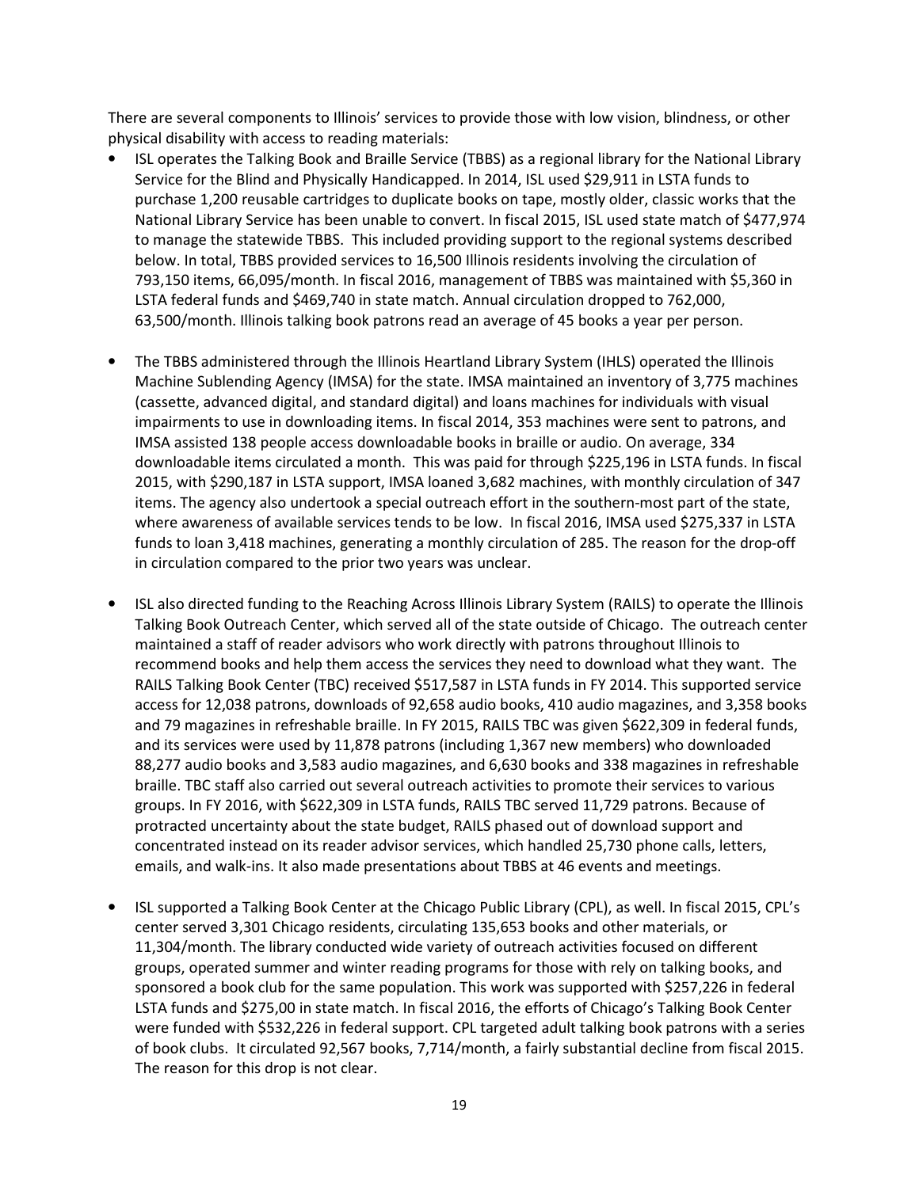There are several components to Illinois' services to provide those with low vision, blindness, or other physical disability with access to reading materials:

- ISL operates the Talking Book and Braille Service (TBBS) as a regional library for the National Library Service for the Blind and Physically Handicapped. In 2014, ISL used $29,911 in LSTA funds to purchase 1,200 reusable cartridges to duplicate books on tape, mostly older, classic works that the National Library Service has been unable to convert. In fiscal 2015, ISL used state match of $477,974 to manage the statewide TBBS. This included providing support to the regional systems described below. In total, TBBS provided services to 16,500 Illinois residents involving the circulation of 793,150 items, 66,095/month. In fiscal 2016, management of TBBS was maintained with $5,360 in LSTA federal funds and $469,740 in state match. Annual circulation dropped to 762,000, 63,500/month. Illinois talking book patrons read an average of 45 books a year per person.

- The TBBS administered through the Illinois Heartland Library System (IHLS) operated the Illinois Machine Sublending Agency (IMSA) for the state. IMSA maintained an inventory of 3,775 machines (cassette, advanced digital, and standard digital) and loans machines for individuals with visual impairments to use in downloading items. In fiscal 2014, 353 machines were sent to patrons, and IMSA assisted 138 people access downloadable books in braille or audio. On average, 334 downloadable items circulated a month. This was paid for through $225,196 in LSTA funds. In fiscal 2015, with $290,187 in LSTA support, IMSA loaned 3,682 machines, with monthly circulation of 347 items. The agency also undertook a special outreach effort in the southern-most part of the state, where awareness of available services tends to be low. In fiscal 2016, IMSA used $275,337 in LSTA funds to loan 3,418 machines, generating a monthly circulation of 285. The reason for the drop-off in circulation compared to the prior two years was unclear.

- ISL also directed funding to the Reaching Across Illinois Library System (RAILS) to operate the Illinois Talking Book Outreach Center, which served all of the state outside of Chicago. The outreach center maintained a staff of reader advisors who work directly with patrons throughout Illinois to recommend books and help them access the services they need to download what they want. The RAILS Talking Book Center (TBC) received $517,587 in LSTA funds in FY 2014. This supported service access for 12,038 patrons, downloads of 92,658 audio books, 410 audio magazines, and 3,358 books and 79 magazines in refreshable braille. In FY 2015, RAILS TBC was given $622,309 in federal funds, and its services were used by 11,878 patrons (including 1,367 new members) who downloaded 88,277 audio books and 3,583 audio magazines, and 6,630 books and 338 magazines in refreshable braille. TBC staff also carried out several outreach activities to promote their services to various groups. In FY 2016, with $622,309 in LSTA funds, RAILS TBC served 11,729 patrons. Because of protracted uncertainty about the state budget, RAILS phased out of download support and concentrated instead on its reader advisor services, which handled 25,730 phone calls, letters, emails, and walk-ins. It also made presentations about TBBS at 46 events and meetings.

- ISL supported a Talking Book Center at the Chicago Public Library (CPL), as well. In fiscal 2015, CPL's center served 3,301 Chicago residents, circulating 135,653 books and other materials, or 11,304/month. The library conducted wide variety of outreach activities focused on different groups, operated summer and winter reading programs for those with rely on talking books, and sponsored a book club for the same population. This work was supported with $257,226 in federal LSTA funds and $275,00 in state match. In fiscal 2016, the efforts of Chicago's Talking Book Center were funded with $532,226 in federal support. CPL targeted adult talking book patrons with a series of book clubs. It circulated 92,567 books, 7,714/month, a fairly substantial decline from fiscal 2015. The reason for this drop is not clear.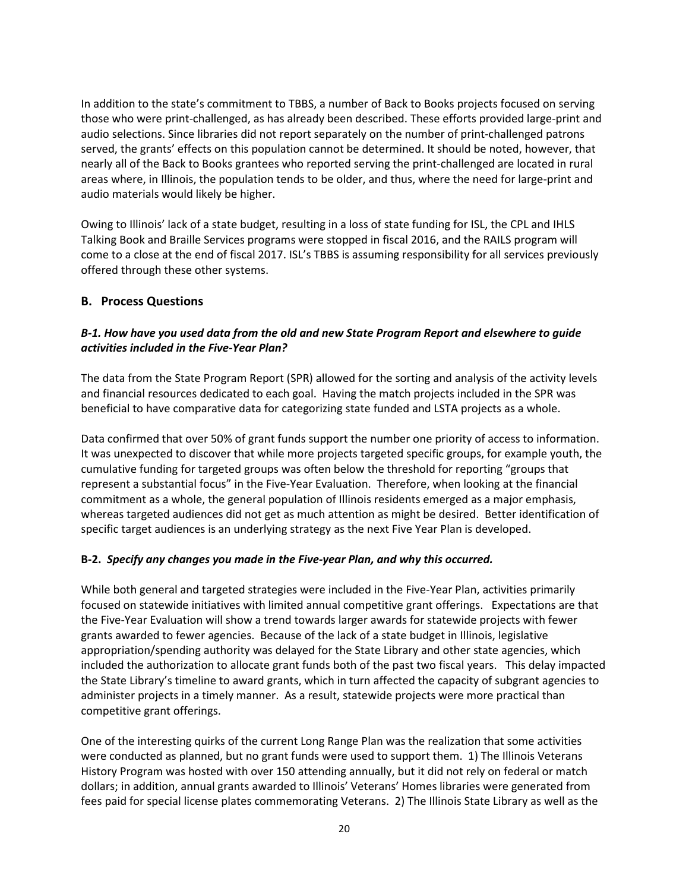In addition to the state's commitment to TBBS, a number of Back to Books projects focused on serving those who were print-challenged, as has already been described. These efforts provided large-print and audio selections. Since libraries did not report separately on the number of print-challenged patrons served, the grants' effects on this population cannot be determined. It should be noted, however, that nearly all of the Back to Books grantees who reported serving the print-challenged are located in rural areas where, in Illinois, the population tends to be older, and thus, where the need for large-print and audio materials would likely be higher.

Owing to Illinois' lack of a state budget, resulting in a loss of state funding for ISL, the CPL and IHLS Talking Book and Braille Services programs were stopped in fiscal 2016, and the RAILS program will come to a close at the end of fiscal 2017. ISL's TBBS is assuming responsibility for all services previously offered through these other systems.

## B. Process Questions

### *B-1. How have you used data from the old and new State Program Report and elsewhere to guide activities included in the Five-Year Plan?*

The data from the State Program Report (SPR) allowed for the sorting and analysis of the activity levels and financial resources dedicated to each goal. Having the match projects included in the SPR was beneficial to have comparative data for categorizing state funded and LSTA projects as a whole.

Data confirmed that over 50% of grant funds support the number one priority of access to information. It was unexpected to discover that while more projects targeted specific groups, for example youth, the cumulative funding for targeted groups was often below the threshold for reporting "groups that represent a substantial focus" in the Five-Year Evaluation. Therefore, when looking at the financial commitment as a whole, the general population of Illinois residents emerged as a major emphasis, whereas targeted audiences did not get as much attention as might be desired. Better identification of specific target audiences is an underlying strategy as the next Five Year Plan is developed.

### **B-2.** *Specify any changes you made in the Five-year Plan, and why this occurred.*

While both general and targeted strategies were included in the Five-Year Plan, activities primarily focused on statewide initiatives with limited annual competitive grant offerings. Expectations are that the Five-Year Evaluation will show a trend towards larger awards for statewide projects with fewer grants awarded to fewer agencies. Because of the lack of a state budget in Illinois, legislative appropriation/spending authority was delayed for the State Library and other state agencies, which included the authorization to allocate grant funds both of the past two fiscal years. This delay impacted the State Library's timeline to award grants, which in turn affected the capacity of subgrant agencies to administer projects in a timely manner. As a result, statewide projects were more practical than competitive grant offerings.

One of the interesting quirks of the current Long Range Plan was the realization that some activities were conducted as planned, but no grant funds were used to support them. 1) The Illinois Veterans History Program was hosted with over 150 attending annually, but it did not rely on federal or match dollars; in addition, annual grants awarded to Illinois' Veterans' Homes libraries were generated from fees paid for special license plates commemorating Veterans. 2) The Illinois State Library as well as the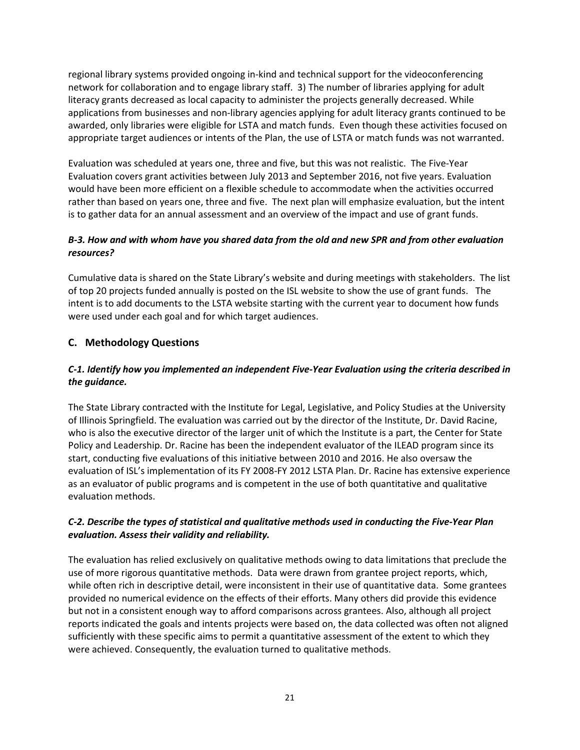regional library systems provided ongoing in-kind and technical support for the videoconferencing network for collaboration and to engage library staff. 3) The number of libraries applying for adult literacy grants decreased as local capacity to administer the projects generally decreased. While applications from businesses and non-library agencies applying for adult literacy grants continued to be awarded, only libraries were eligible for LSTA and match funds. Even though these activities focused on appropriate target audiences or intents of the Plan, the use of LSTA or match funds was not warranted.

Evaluation was scheduled at years one, three and five, but this was not realistic. The Five-Year Evaluation covers grant activities between July 2013 and September 2016, not five years. Evaluation would have been more efficient on a flexible schedule to accommodate when the activities occurred rather than based on years one, three and five. The next plan will emphasize evaluation, but the intent is to gather data for an annual assessment and an overview of the impact and use of grant funds.

### *B-3. How and with whom have you shared data from the old and new SPR and from other evaluation resources?*

Cumulative data is shared on the State Library's website and during meetings with stakeholders. The list of top 20 projects funded annually is posted on the ISL website to show the use of grant funds. The intent is to add documents to the LSTA website starting with the current year to document how funds were used under each goal and for which target audiences.

## C. Methodology Questions

### *C-1. Identify how you implemented an independent Five-Year Evaluation using the criteria described in the guidance.*

The State Library contracted with the Institute for Legal, Legislative, and Policy Studies at the University of Illinois Springfield. The evaluation was carried out by the director of the Institute, Dr. David Racine, who is also the executive director of the larger unit of which the Institute is a part, the Center for State Policy and Leadership. Dr. Racine has been the independent evaluator of the ILEAD program since its start, conducting five evaluations of this initiative between 2010 and 2016. He also oversaw the evaluation of ISL's implementation of its FY 2008-FY 2012 LSTA Plan. Dr. Racine has extensive experience as an evaluator of public programs and is competent in the use of both quantitative and qualitative evaluation methods.

### *C-2. Describe the types of statistical and qualitative methods used in conducting the Five-Year Plan evaluation. Assess their validity and reliability.*

The evaluation has relied exclusively on qualitative methods owing to data limitations that preclude the use of more rigorous quantitative methods. Data were drawn from grantee project reports, which, while often rich in descriptive detail, were inconsistent in their use of quantitative data. Some grantees provided no numerical evidence on the effects of their efforts. Many others did provide this evidence but not in a consistent enough way to afford comparisons across grantees. Also, although all project reports indicated the goals and intents projects were based on, the data collected was often not aligned sufficiently with these specific aims to permit a quantitative assessment of the extent to which they were achieved. Consequently, the evaluation turned to qualitative methods.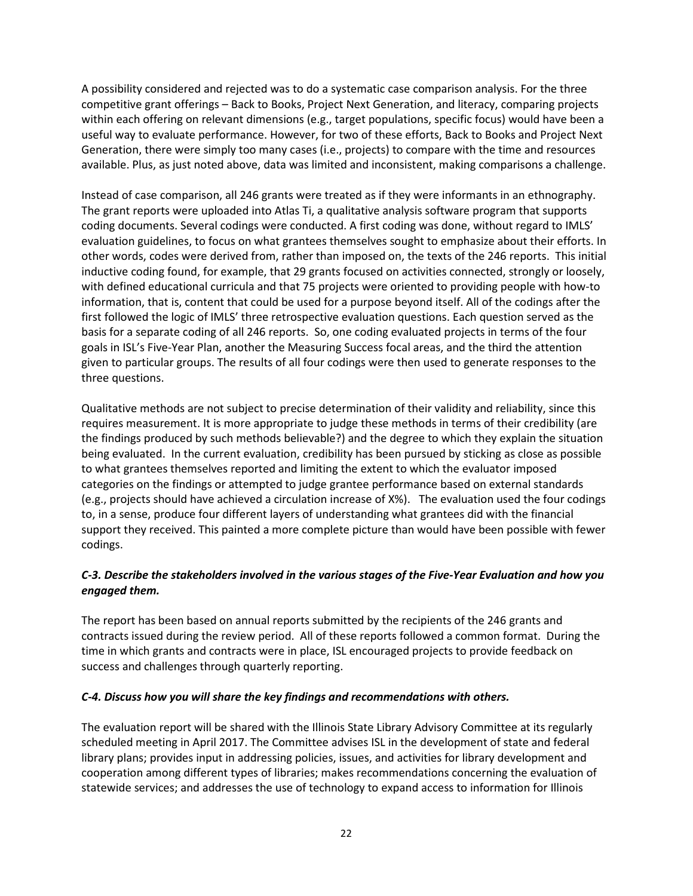A possibility considered and rejected was to do a systematic case comparison analysis. For the three competitive grant offerings – Back to Books, Project Next Generation, and literacy, comparing projects within each offering on relevant dimensions (e.g., target populations, specific focus) would have been a useful way to evaluate performance. However, for two of these efforts, Back to Books and Project Next Generation, there were simply too many cases (i.e., projects) to compare with the time and resources available. Plus, as just noted above, data was limited and inconsistent, making comparisons a challenge.

Instead of case comparison, all 246 grants were treated as if they were informants in an ethnography. The grant reports were uploaded into Atlas Ti, a qualitative analysis software program that supports coding documents. Several codings were conducted. A first coding was done, without regard to IMLS' evaluation guidelines, to focus on what grantees themselves sought to emphasize about their efforts. In other words, codes were derived from, rather than imposed on, the texts of the 246 reports. This initial inductive coding found, for example, that 29 grants focused on activities connected, strongly or loosely, with defined educational curricula and that 75 projects were oriented to providing people with how-to information, that is, content that could be used for a purpose beyond itself. All of the codings after the first followed the logic of IMLS' three retrospective evaluation questions. Each question served as the basis for a separate coding of all 246 reports. So, one coding evaluated projects in terms of the four goals in ISL's Five-Year Plan, another the Measuring Success focal areas, and the third the attention given to particular groups. The results of all four codings were then used to generate responses to the three questions.

Qualitative methods are not subject to precise determination of their validity and reliability, since this requires measurement. It is more appropriate to judge these methods in terms of their credibility (are the findings produced by such methods believable?) and the degree to which they explain the situation being evaluated. In the current evaluation, credibility has been pursued by sticking as close as possible to what grantees themselves reported and limiting the extent to which the evaluator imposed categories on the findings or attempted to judge grantee performance based on external standards (e.g., projects should have achieved a circulation increase of X%). The evaluation used the four codings to, in a sense, produce four different layers of understanding what grantees did with the financial support they received. This painted a more complete picture than would have been possible with fewer codings.

### *C-3. Describe the stakeholders involved in the various stages of the Five-Year Evaluation and how you engaged them.*

The report has been based on annual reports submitted by the recipients of the 246 grants and contracts issued during the review period. All of these reports followed a common format. During the time in which grants and contracts were in place, ISL encouraged projects to provide feedback on success and challenges through quarterly reporting.

### *C-4. Discuss how you will share the key findings and recommendations with others.*

The evaluation report will be shared with the Illinois State Library Advisory Committee at its regularly scheduled meeting in April 2017. The Committee advises ISL in the development of state and federal library plans; provides input in addressing policies, issues, and activities for library development and cooperation among different types of libraries; makes recommendations concerning the evaluation of statewide services; and addresses the use of technology to expand access to information for Illinois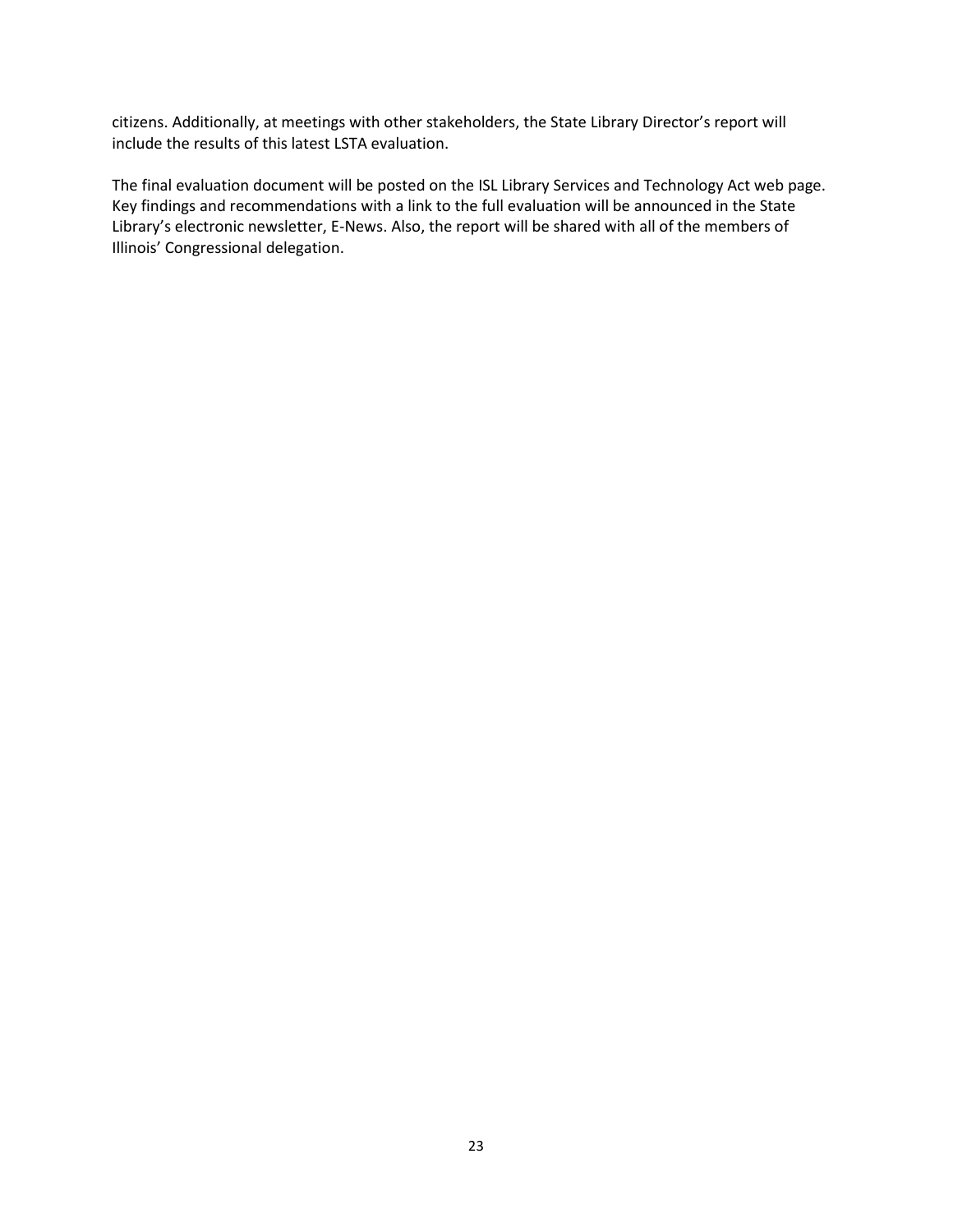citizens. Additionally, at meetings with other stakeholders, the State Library Director's report will include the results of this latest LSTA evaluation.

The final evaluation document will be posted on the ISL Library Services and Technology Act web page. Key findings and recommendations with a link to the full evaluation will be announced in the State Library's electronic newsletter, E-News. Also, the report will be shared with all of the members of Illinois' Congressional delegation.